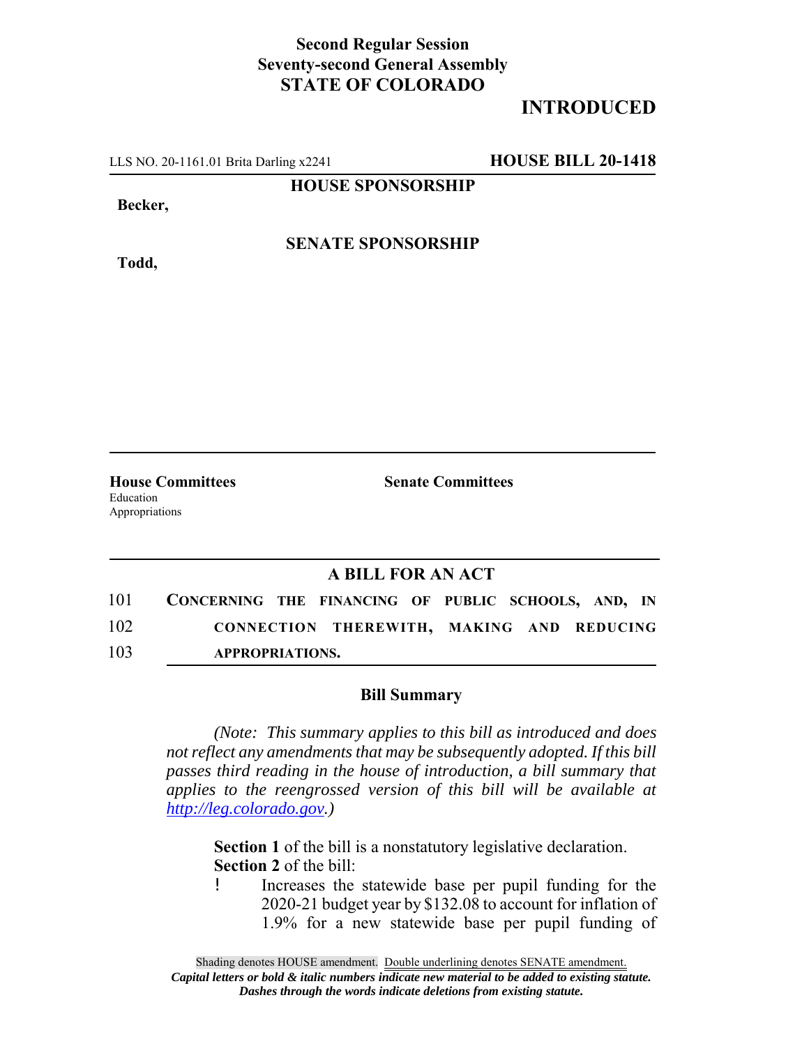**Second Regular Session**
**Seventy-second General Assembly**
**STATE OF COLORADO**

# INTRODUCED

LLS NO. 20-1161.01 Brita Darling x2241 **HOUSE BILL 20-1418**

**HOUSE SPONSORSHIP**

**Becker,**

**SENATE SPONSORSHIP**

**Todd,**

**House Committees**
Education
Appropriations

**Senate Committees**

## A BILL FOR AN ACT

101 **CONCERNING THE FINANCING OF PUBLIC SCHOOLS, AND, IN**
102 **CONNECTION THEREWITH, MAKING AND REDUCING**
103 **APPROPRIATIONS.**

### Bill Summary

*(Note: This summary applies to this bill as introduced and does not reflect any amendments that may be subsequently adopted. If this bill passes third reading in the house of introduction, a bill summary that applies to the reengrossed version of this bill will be available at http://leg.colorado.gov.)*

**Section 1** of the bill is a nonstatutory legislative declaration.
**Section 2** of the bill:

- Increases the statewide base per pupil funding for the 2020-21 budget year by $132.08 to account for inflation of 1.9% for a new statewide base per pupil funding of

Shading denotes HOUSE amendment. Double underlining denotes SENATE amendment.
*Capital letters or bold & italic numbers indicate new material to be added to existing statute.*
*Dashes through the words indicate deletions from existing statute.*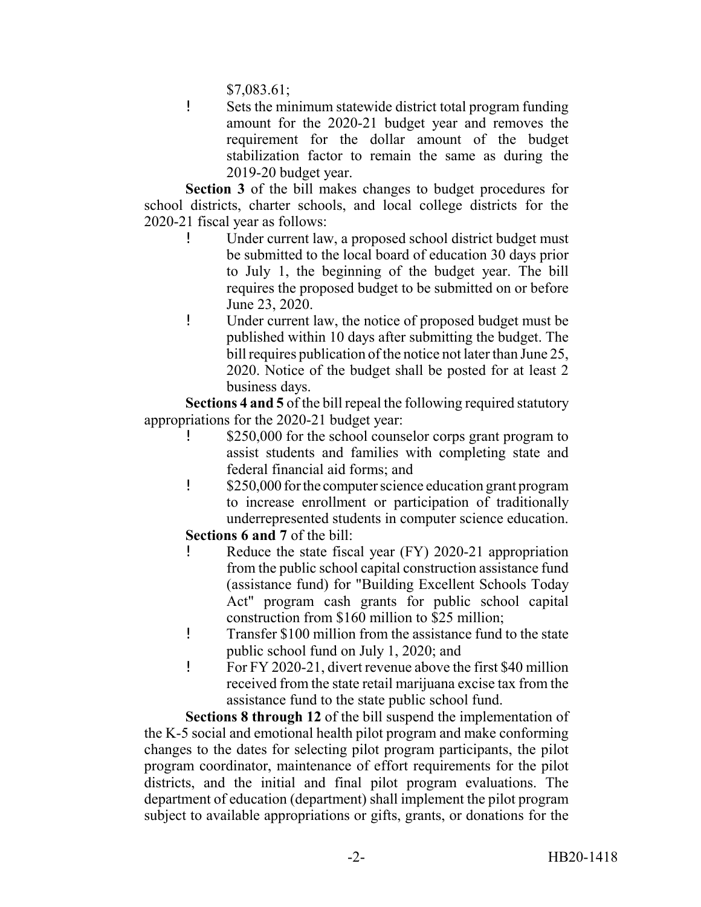$7,083.61;

- Sets the minimum statewide district total program funding amount for the 2020-21 budget year and removes the requirement for the dollar amount of the budget stabilization factor to remain the same as during the 2019-20 budget year.

**Section 3** of the bill makes changes to budget procedures for school districts, charter schools, and local college districts for the 2020-21 fiscal year as follows:

- Under current law, a proposed school district budget must be submitted to the local board of education 30 days prior to July 1, the beginning of the budget year. The bill requires the proposed budget to be submitted on or before June 23, 2020.
- Under current law, the notice of proposed budget must be published within 10 days after submitting the budget. The bill requires publication of the notice not later than June 25, 2020. Notice of the budget shall be posted for at least 2 business days.

**Sections 4 and 5** of the bill repeal the following required statutory appropriations for the 2020-21 budget year:

- $250,000 for the school counselor corps grant program to assist students and families with completing state and federal financial aid forms; and
- $250,000 for the computer science education grant program to increase enrollment or participation of traditionally underrepresented students in computer science education.

**Sections 6 and 7** of the bill:

- Reduce the state fiscal year (FY) 2020-21 appropriation from the public school capital construction assistance fund (assistance fund) for "Building Excellent Schools Today Act" program cash grants for public school capital construction from $160 million to $25 million;
- Transfer $100 million from the assistance fund to the state public school fund on July 1, 2020; and
- For FY 2020-21, divert revenue above the first $40 million received from the state retail marijuana excise tax from the assistance fund to the state public school fund.

**Sections 8 through 12** of the bill suspend the implementation of the K-5 social and emotional health pilot program and make conforming changes to the dates for selecting pilot program participants, the pilot program coordinator, maintenance of effort requirements for the pilot districts, and the initial and final pilot program evaluations. The department of education (department) shall implement the pilot program subject to available appropriations or gifts, grants, or donations for the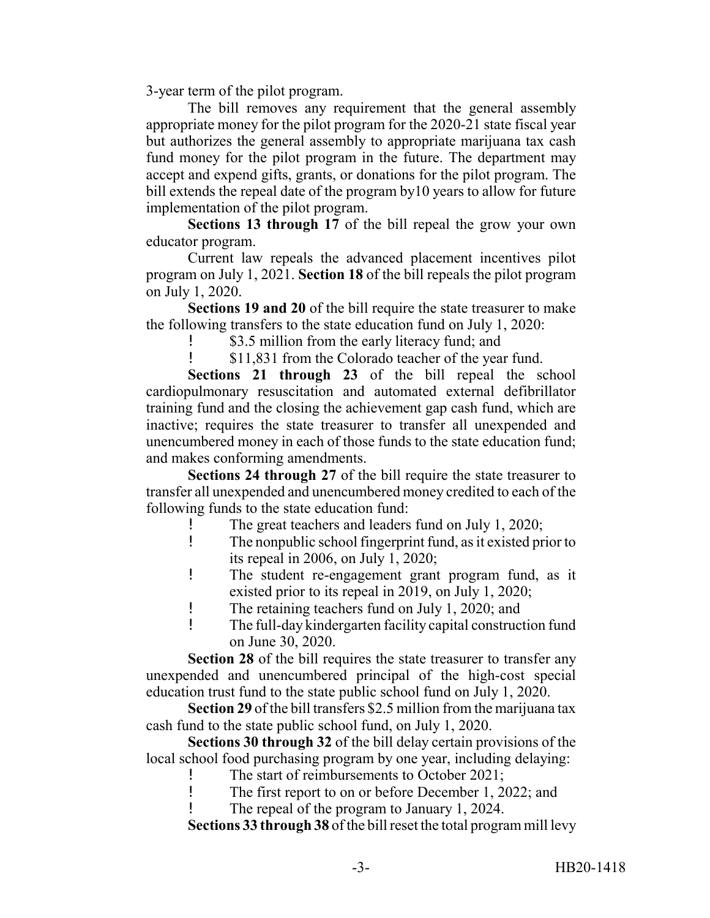3-year term of the pilot program.

The bill removes any requirement that the general assembly appropriate money for the pilot program for the 2020-21 state fiscal year but authorizes the general assembly to appropriate marijuana tax cash fund money for the pilot program in the future. The department may accept and expend gifts, grants, or donations for the pilot program. The bill extends the repeal date of the program by10 years to allow for future implementation of the pilot program.

**Sections 13 through 17** of the bill repeal the grow your own educator program.

Current law repeals the advanced placement incentives pilot program on July 1, 2021. **Section 18** of the bill repeals the pilot program on July 1, 2020.

**Sections 19 and 20** of the bill require the state treasurer to make the following transfers to the state education fund on July 1, 2020:

- $3.5 million from the early literacy fund; and
- $11,831 from the Colorado teacher of the year fund.

**Sections 21 through 23** of the bill repeal the school cardiopulmonary resuscitation and automated external defibrillator training fund and the closing the achievement gap cash fund, which are inactive; requires the state treasurer to transfer all unexpended and unencumbered money in each of those funds to the state education fund; and makes conforming amendments.

**Sections 24 through 27** of the bill require the state treasurer to transfer all unexpended and unencumbered money credited to each of the following funds to the state education fund:

- The great teachers and leaders fund on July 1, 2020;
- The nonpublic school fingerprint fund, as it existed prior to its repeal in 2006, on July 1, 2020;
- The student re-engagement grant program fund, as it existed prior to its repeal in 2019, on July 1, 2020;
- The retaining teachers fund on July 1, 2020; and
- The full-day kindergarten facility capital construction fund on June 30, 2020.

**Section 28** of the bill requires the state treasurer to transfer any unexpended and unencumbered principal of the high-cost special education trust fund to the state public school fund on July 1, 2020.

**Section 29** of the bill transfers $2.5 million from the marijuana tax cash fund to the state public school fund, on July 1, 2020.

**Sections 30 through 32** of the bill delay certain provisions of the local school food purchasing program by one year, including delaying:

- The start of reimbursements to October 2021;
- The first report to on or before December 1, 2022; and
- The repeal of the program to January 1, 2024.

**Sections 33 through 38** of the bill reset the total program mill levy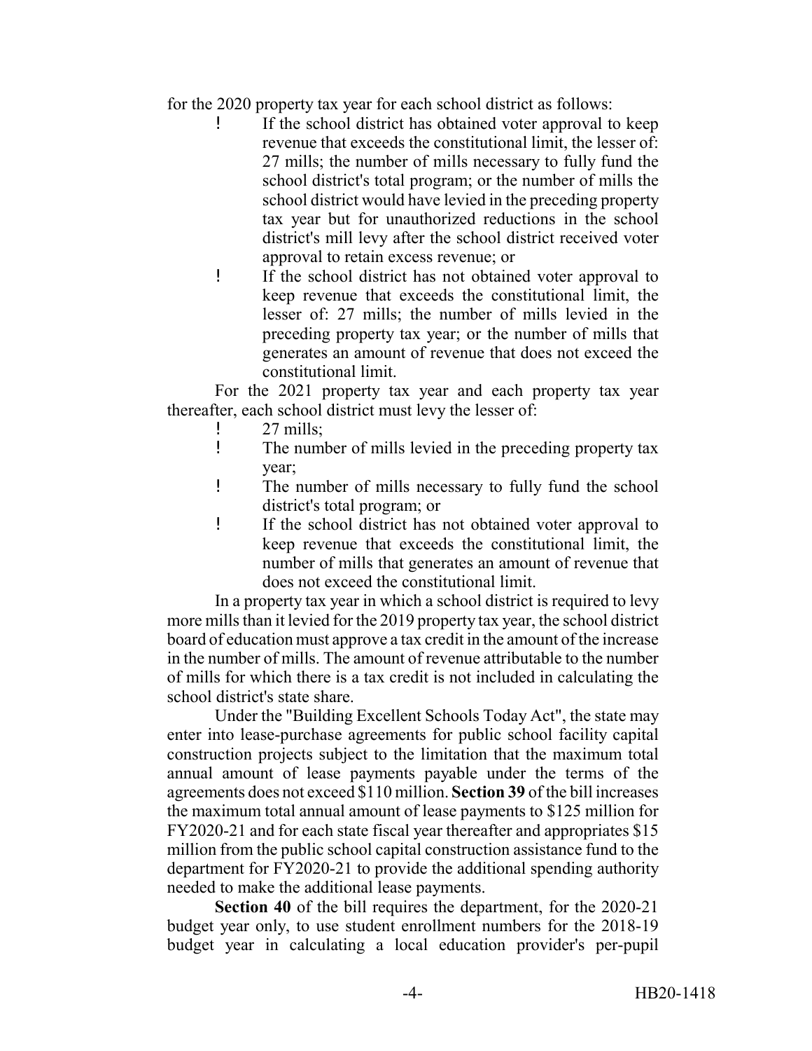for the 2020 property tax year for each school district as follows:

- If the school district has obtained voter approval to keep revenue that exceeds the constitutional limit, the lesser of: 27 mills; the number of mills necessary to fully fund the school district's total program; or the number of mills the school district would have levied in the preceding property tax year but for unauthorized reductions in the school district's mill levy after the school district received voter approval to retain excess revenue; or
- If the school district has not obtained voter approval to keep revenue that exceeds the constitutional limit, the lesser of: 27 mills; the number of mills levied in the preceding property tax year; or the number of mills that generates an amount of revenue that does not exceed the constitutional limit.

For the 2021 property tax year and each property tax year thereafter, each school district must levy the lesser of:

- 27 mills;
- The number of mills levied in the preceding property tax year;
- The number of mills necessary to fully fund the school district's total program; or
- If the school district has not obtained voter approval to keep revenue that exceeds the constitutional limit, the number of mills that generates an amount of revenue that does not exceed the constitutional limit.

In a property tax year in which a school district is required to levy more mills than it levied for the 2019 property tax year, the school district board of education must approve a tax credit in the amount of the increase in the number of mills. The amount of revenue attributable to the number of mills for which there is a tax credit is not included in calculating the school district's state share.

Under the "Building Excellent Schools Today Act", the state may enter into lease-purchase agreements for public school facility capital construction projects subject to the limitation that the maximum total annual amount of lease payments payable under the terms of the agreements does not exceed $110 million. **Section 39** of the bill increases the maximum total annual amount of lease payments to $125 million for FY2020-21 and for each state fiscal year thereafter and appropriates $15 million from the public school capital construction assistance fund to the department for FY2020-21 to provide the additional spending authority needed to make the additional lease payments.

**Section 40** of the bill requires the department, for the 2020-21 budget year only, to use student enrollment numbers for the 2018-19 budget year in calculating a local education provider's per-pupil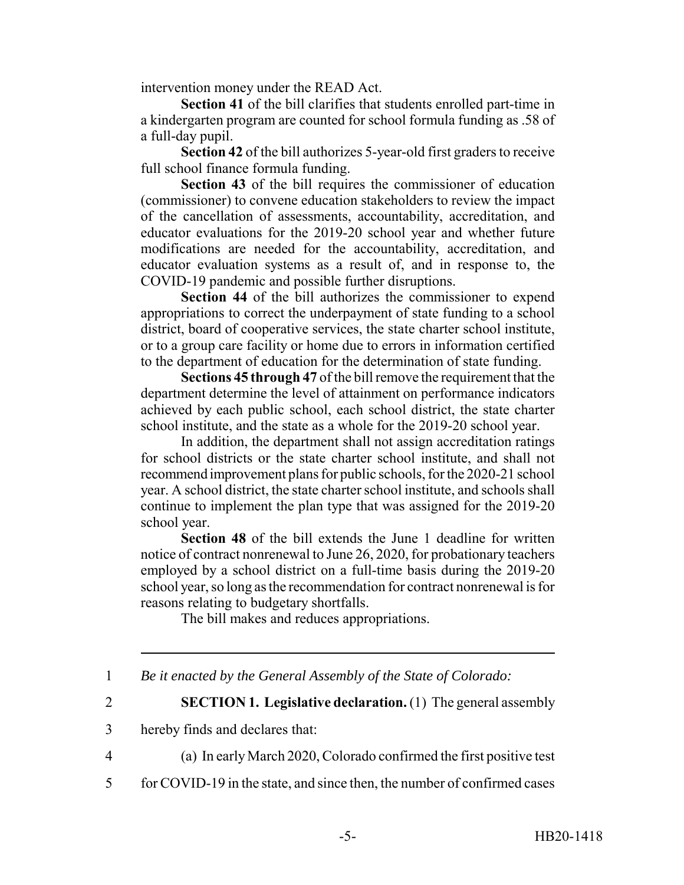intervention money under the READ Act.

**Section 41** of the bill clarifies that students enrolled part-time in a kindergarten program are counted for school formula funding as .58 of a full-day pupil.

**Section 42** of the bill authorizes 5-year-old first graders to receive full school finance formula funding.

**Section 43** of the bill requires the commissioner of education (commissioner) to convene education stakeholders to review the impact of the cancellation of assessments, accountability, accreditation, and educator evaluations for the 2019-20 school year and whether future modifications are needed for the accountability, accreditation, and educator evaluation systems as a result of, and in response to, the COVID-19 pandemic and possible further disruptions.

**Section 44** of the bill authorizes the commissioner to expend appropriations to correct the underpayment of state funding to a school district, board of cooperative services, the state charter school institute, or to a group care facility or home due to errors in information certified to the department of education for the determination of state funding.

**Sections 45 through 47** of the bill remove the requirement that the department determine the level of attainment on performance indicators achieved by each public school, each school district, the state charter school institute, and the state as a whole for the 2019-20 school year.

In addition, the department shall not assign accreditation ratings for school districts or the state charter school institute, and shall not recommend improvement plans for public schools, for the 2020-21 school year. A school district, the state charter school institute, and schools shall continue to implement the plan type that was assigned for the 2019-20 school year.

**Section 48** of the bill extends the June 1 deadline for written notice of contract nonrenewal to June 26, 2020, for probationary teachers employed by a school district on a full-time basis during the 2019-20 school year, so long as the recommendation for contract nonrenewal is for reasons relating to budgetary shortfalls.

The bill makes and reduces appropriations.

---

1 *Be it enacted by the General Assembly of the State of Colorado:*

2 **SECTION 1. Legislative declaration.** (1) The general assembly

3 hereby finds and declares that:

4 (a) In early March 2020, Colorado confirmed the first positive test

5 for COVID-19 in the state, and since then, the number of confirmed cases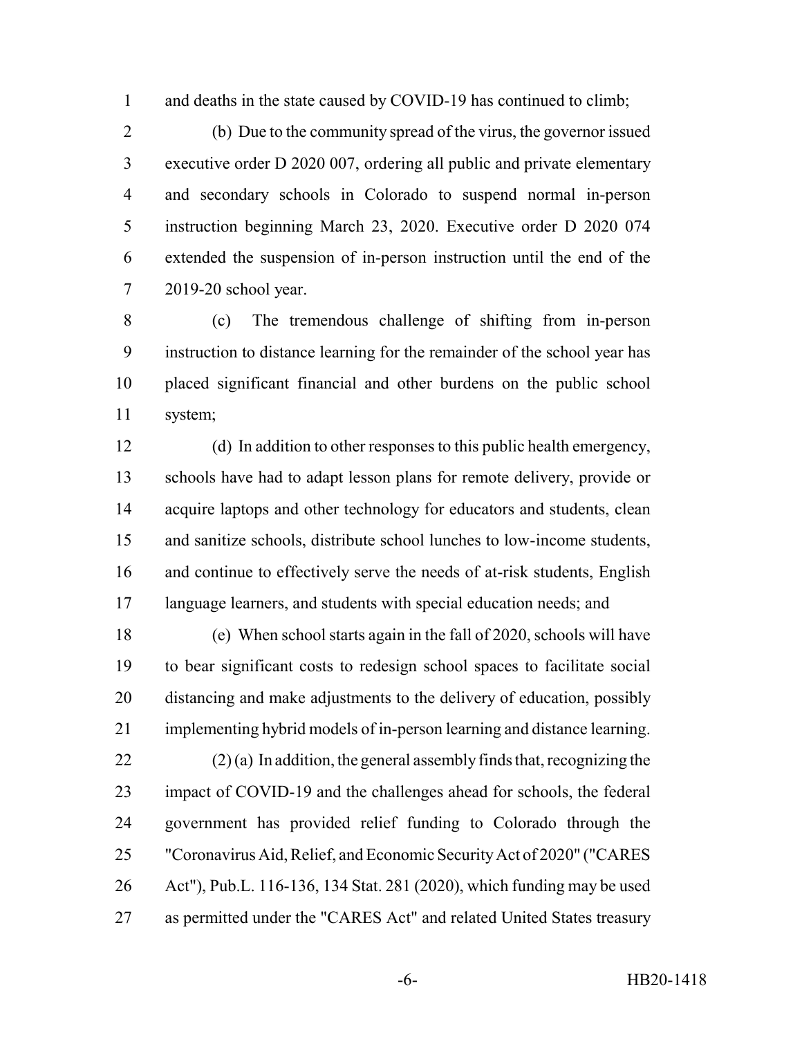and deaths in the state caused by COVID-19 has continued to climb;

(b) Due to the community spread of the virus, the governor issued executive order D 2020 007, ordering all public and private elementary and secondary schools in Colorado to suspend normal in-person instruction beginning March 23, 2020. Executive order D 2020 074 extended the suspension of in-person instruction until the end of the 2019-20 school year.

(c) The tremendous challenge of shifting from in-person instruction to distance learning for the remainder of the school year has placed significant financial and other burdens on the public school system;

(d) In addition to other responses to this public health emergency, schools have had to adapt lesson plans for remote delivery, provide or acquire laptops and other technology for educators and students, clean and sanitize schools, distribute school lunches to low-income students, and continue to effectively serve the needs of at-risk students, English language learners, and students with special education needs; and

(e) When school starts again in the fall of 2020, schools will have to bear significant costs to redesign school spaces to facilitate social distancing and make adjustments to the delivery of education, possibly implementing hybrid models of in-person learning and distance learning.

(2) (a) In addition, the general assembly finds that, recognizing the impact of COVID-19 and the challenges ahead for schools, the federal government has provided relief funding to Colorado through the "Coronavirus Aid, Relief, and Economic Security Act of 2020" ("CARES Act"), Pub.L. 116-136, 134 Stat. 281 (2020), which funding may be used as permitted under the "CARES Act" and related United States treasury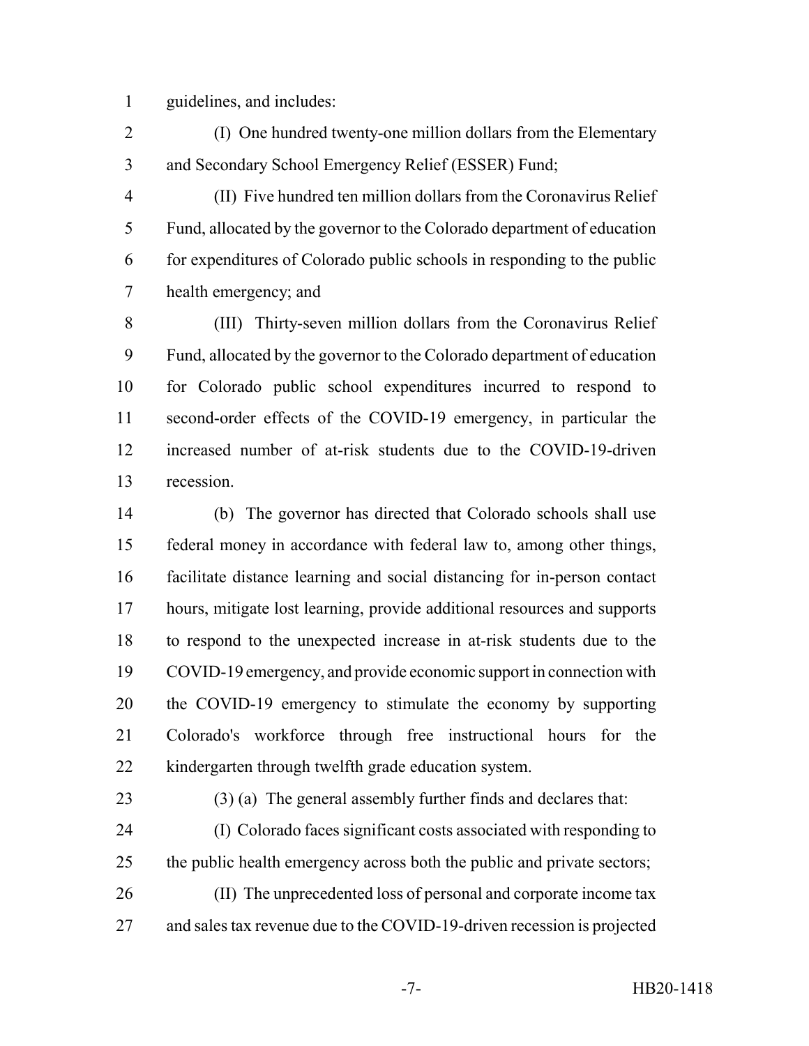guidelines, and includes:

(I) One hundred twenty-one million dollars from the Elementary and Secondary School Emergency Relief (ESSER) Fund;

(II) Five hundred ten million dollars from the Coronavirus Relief Fund, allocated by the governor to the Colorado department of education for expenditures of Colorado public schools in responding to the public health emergency; and

(III) Thirty-seven million dollars from the Coronavirus Relief Fund, allocated by the governor to the Colorado department of education for Colorado public school expenditures incurred to respond to second-order effects of the COVID-19 emergency, in particular the increased number of at-risk students due to the COVID-19-driven recession.

(b) The governor has directed that Colorado schools shall use federal money in accordance with federal law to, among other things, facilitate distance learning and social distancing for in-person contact hours, mitigate lost learning, provide additional resources and supports to respond to the unexpected increase in at-risk students due to the COVID-19 emergency, and provide economic support in connection with the COVID-19 emergency to stimulate the economy by supporting Colorado's workforce through free instructional hours for the kindergarten through twelfth grade education system.

(3) (a) The general assembly further finds and declares that:

(I) Colorado faces significant costs associated with responding to the public health emergency across both the public and private sectors;

(II) The unprecedented loss of personal and corporate income tax and sales tax revenue due to the COVID-19-driven recession is projected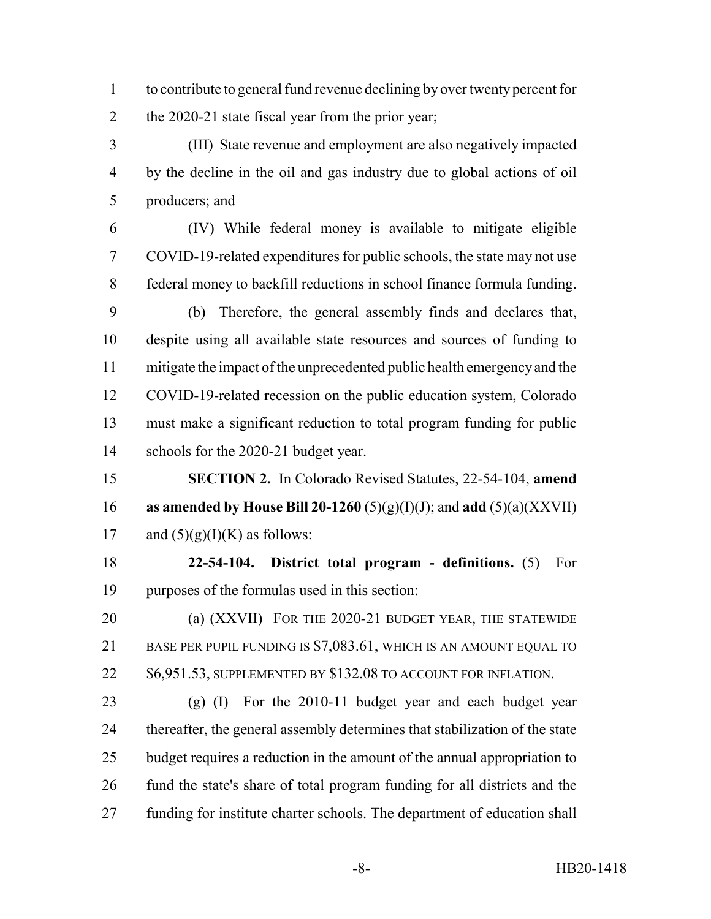to contribute to general fund revenue declining by over twenty percent for the 2020-21 state fiscal year from the prior year;

(III) State revenue and employment are also negatively impacted by the decline in the oil and gas industry due to global actions of oil producers; and

(IV) While federal money is available to mitigate eligible COVID-19-related expenditures for public schools, the state may not use federal money to backfill reductions in school finance formula funding.

(b) Therefore, the general assembly finds and declares that, despite using all available state resources and sources of funding to mitigate the impact of the unprecedented public health emergency and the COVID-19-related recession on the public education system, Colorado must make a significant reduction to total program funding for public schools for the 2020-21 budget year.

**SECTION 2.** In Colorado Revised Statutes, 22-54-104, **amend as amended by House Bill 20-1260** (5)(g)(I)(J); and **add** (5)(a)(XXVII) and (5)(g)(I)(K) as follows:

**22-54-104. District total program - definitions.** (5) For purposes of the formulas used in this section:

(a) (XXVII) FOR THE 2020-21 BUDGET YEAR, THE STATEWIDE BASE PER PUPIL FUNDING IS $7,083.61, WHICH IS AN AMOUNT EQUAL TO $6,951.53, SUPPLEMENTED BY $132.08 TO ACCOUNT FOR INFLATION.

(g) (I) For the 2010-11 budget year and each budget year thereafter, the general assembly determines that stabilization of the state budget requires a reduction in the amount of the annual appropriation to fund the state's share of total program funding for all districts and the funding for institute charter schools. The department of education shall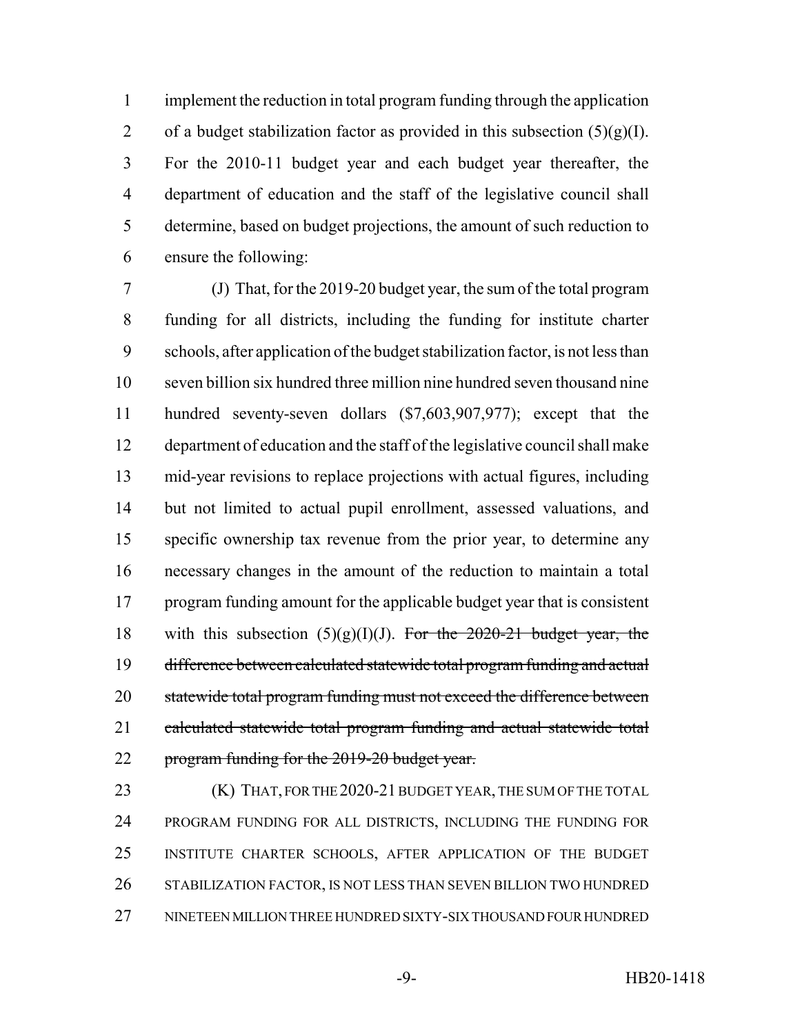implement the reduction in total program funding through the application of a budget stabilization factor as provided in this subsection (5)(g)(I). For the 2010-11 budget year and each budget year thereafter, the department of education and the staff of the legislative council shall determine, based on budget projections, the amount of such reduction to ensure the following:

(J) That, for the 2019-20 budget year, the sum of the total program funding for all districts, including the funding for institute charter schools, after application of the budget stabilization factor, is not less than seven billion six hundred three million nine hundred seven thousand nine hundred seventy-seven dollars ($7,603,907,977); except that the department of education and the staff of the legislative council shall make mid-year revisions to replace projections with actual figures, including but not limited to actual pupil enrollment, assessed valuations, and specific ownership tax revenue from the prior year, to determine any necessary changes in the amount of the reduction to maintain a total program funding amount for the applicable budget year that is consistent with this subsection (5)(g)(I)(J). ~~For the 2020-21 budget year, the difference between calculated statewide total program funding and actual statewide total program funding must not exceed the difference between calculated statewide total program funding and actual statewide total program funding for the 2019-20 budget year.~~

(K) THAT, FOR THE 2020-21 BUDGET YEAR, THE SUM OF THE TOTAL PROGRAM FUNDING FOR ALL DISTRICTS, INCLUDING THE FUNDING FOR INSTITUTE CHARTER SCHOOLS, AFTER APPLICATION OF THE BUDGET STABILIZATION FACTOR, IS NOT LESS THAN SEVEN BILLION TWO HUNDRED NINETEEN MILLION THREE HUNDRED SIXTY-SIX THOUSAND FOUR HUNDRED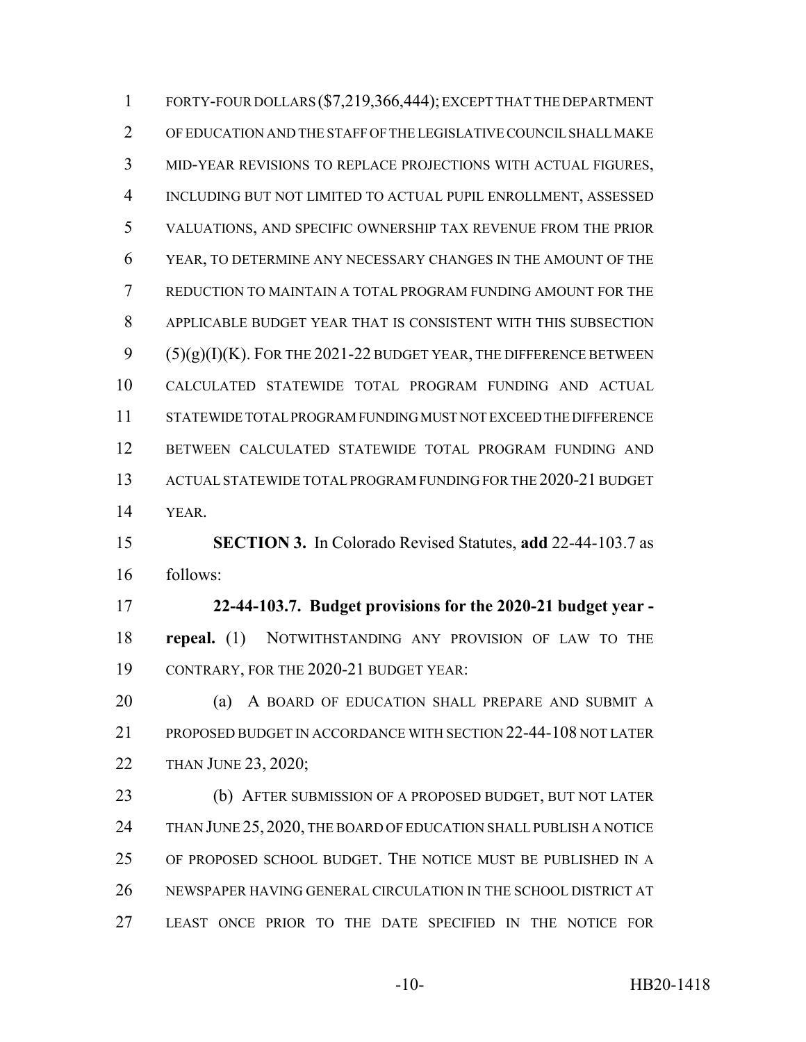FORTY-FOUR DOLLARS ($7,219,366,444); EXCEPT THAT THE DEPARTMENT OF EDUCATION AND THE STAFF OF THE LEGISLATIVE COUNCIL SHALL MAKE MID-YEAR REVISIONS TO REPLACE PROJECTIONS WITH ACTUAL FIGURES, INCLUDING BUT NOT LIMITED TO ACTUAL PUPIL ENROLLMENT, ASSESSED VALUATIONS, AND SPECIFIC OWNERSHIP TAX REVENUE FROM THE PRIOR YEAR, TO DETERMINE ANY NECESSARY CHANGES IN THE AMOUNT OF THE REDUCTION TO MAINTAIN A TOTAL PROGRAM FUNDING AMOUNT FOR THE APPLICABLE BUDGET YEAR THAT IS CONSISTENT WITH THIS SUBSECTION (5)(g)(I)(K). FOR THE 2021-22 BUDGET YEAR, THE DIFFERENCE BETWEEN CALCULATED STATEWIDE TOTAL PROGRAM FUNDING AND ACTUAL STATEWIDE TOTAL PROGRAM FUNDING MUST NOT EXCEED THE DIFFERENCE BETWEEN CALCULATED STATEWIDE TOTAL PROGRAM FUNDING AND ACTUAL STATEWIDE TOTAL PROGRAM FUNDING FOR THE 2020-21 BUDGET YEAR.

**SECTION 3.** In Colorado Revised Statutes, **add** 22-44-103.7 as follows:

**22-44-103.7. Budget provisions for the 2020-21 budget year - repeal.** (1) NOTWITHSTANDING ANY PROVISION OF LAW TO THE CONTRARY, FOR THE 2020-21 BUDGET YEAR:

(a) A BOARD OF EDUCATION SHALL PREPARE AND SUBMIT A PROPOSED BUDGET IN ACCORDANCE WITH SECTION 22-44-108 NOT LATER THAN JUNE 23, 2020;

(b) AFTER SUBMISSION OF A PROPOSED BUDGET, BUT NOT LATER THAN JUNE 25, 2020, THE BOARD OF EDUCATION SHALL PUBLISH A NOTICE OF PROPOSED SCHOOL BUDGET. THE NOTICE MUST BE PUBLISHED IN A NEWSPAPER HAVING GENERAL CIRCULATION IN THE SCHOOL DISTRICT AT LEAST ONCE PRIOR TO THE DATE SPECIFIED IN THE NOTICE FOR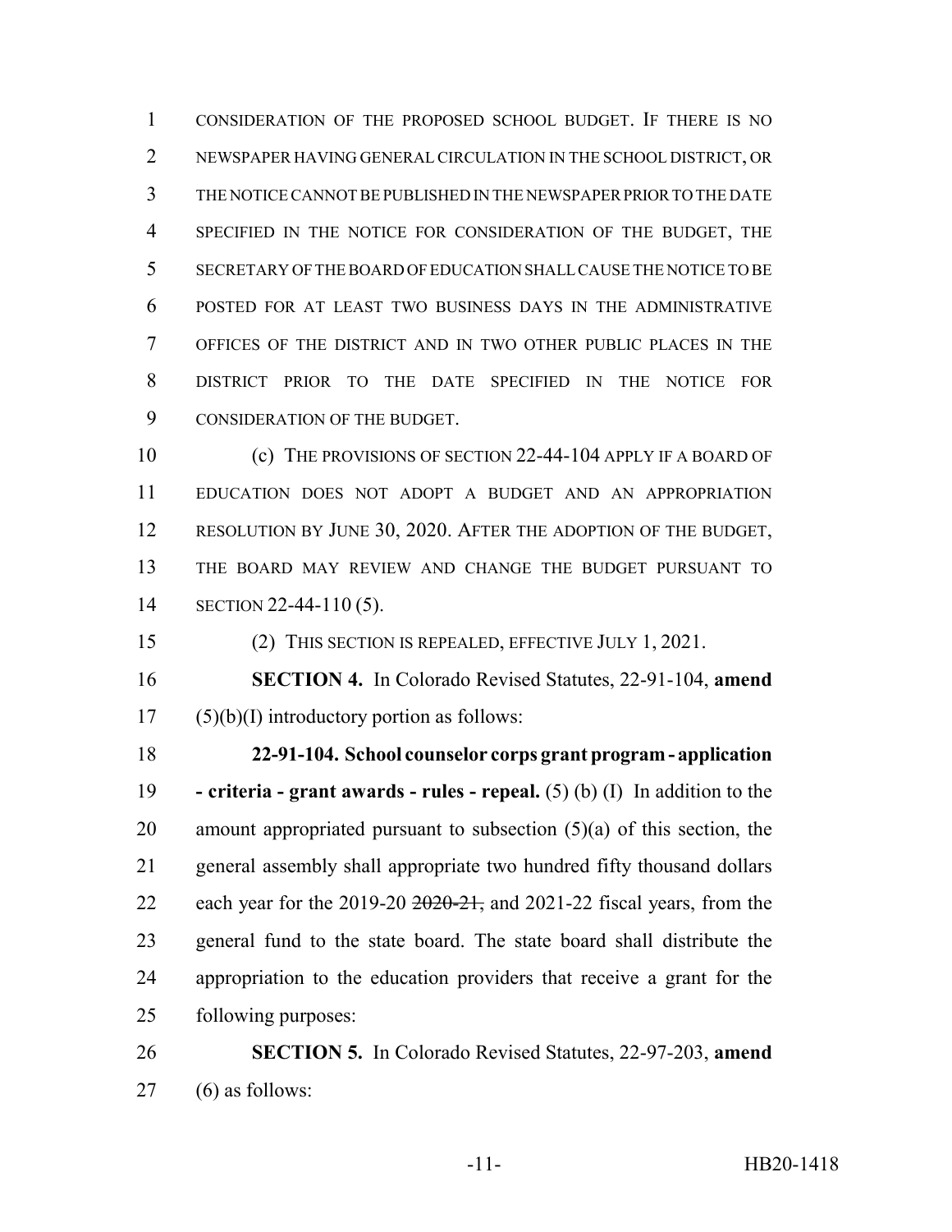CONSIDERATION OF THE PROPOSED SCHOOL BUDGET. IF THERE IS NO NEWSPAPER HAVING GENERAL CIRCULATION IN THE SCHOOL DISTRICT, OR THE NOTICE CANNOT BE PUBLISHED IN THE NEWSPAPER PRIOR TO THE DATE SPECIFIED IN THE NOTICE FOR CONSIDERATION OF THE BUDGET, THE SECRETARY OF THE BOARD OF EDUCATION SHALL CAUSE THE NOTICE TO BE POSTED FOR AT LEAST TWO BUSINESS DAYS IN THE ADMINISTRATIVE OFFICES OF THE DISTRICT AND IN TWO OTHER PUBLIC PLACES IN THE DISTRICT PRIOR TO THE DATE SPECIFIED IN THE NOTICE FOR CONSIDERATION OF THE BUDGET.

(c) THE PROVISIONS OF SECTION 22-44-104 APPLY IF A BOARD OF EDUCATION DOES NOT ADOPT A BUDGET AND AN APPROPRIATION RESOLUTION BY JUNE 30, 2020. AFTER THE ADOPTION OF THE BUDGET, THE BOARD MAY REVIEW AND CHANGE THE BUDGET PURSUANT TO SECTION 22-44-110 (5).

(2) THIS SECTION IS REPEALED, EFFECTIVE JULY 1, 2021.

**SECTION 4.** In Colorado Revised Statutes, 22-91-104, **amend** (5)(b)(I) introductory portion as follows:

**22-91-104. School counselor corps grant program - application - criteria - grant awards - rules - repeal.** (5) (b) (I) In addition to the amount appropriated pursuant to subsection (5)(a) of this section, the general assembly shall appropriate two hundred fifty thousand dollars each year for the 2019-20 ~~2020-21,~~ and 2021-22 fiscal years, from the general fund to the state board. The state board shall distribute the appropriation to the education providers that receive a grant for the following purposes:

**SECTION 5.** In Colorado Revised Statutes, 22-97-203, **amend** (6) as follows: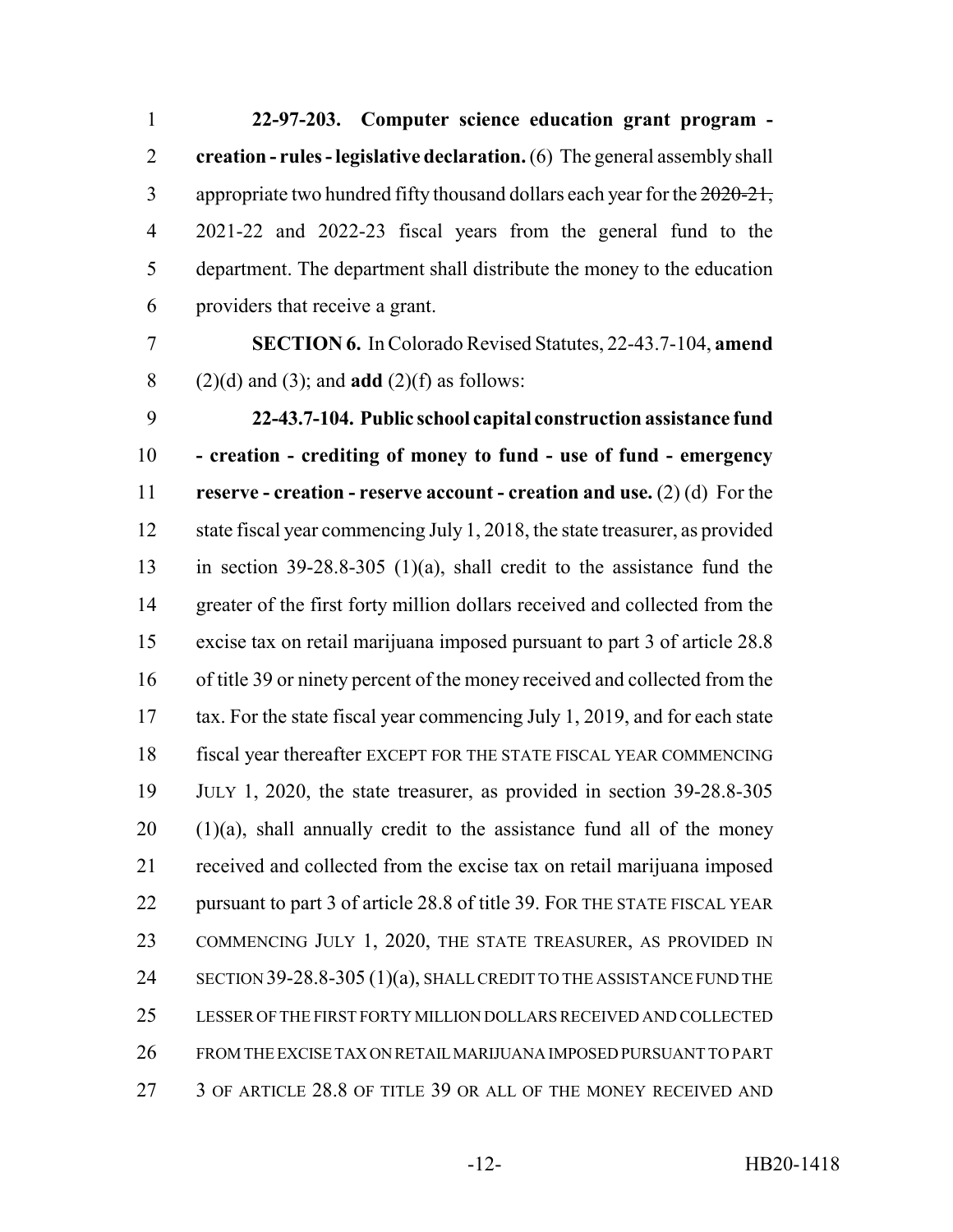**22-97-203. Computer science education grant program - creation - rules - legislative declaration.** (6) The general assembly shall appropriate two hundred fifty thousand dollars each year for the ~~2020-21,~~ 2021-22 and 2022-23 fiscal years from the general fund to the department. The department shall distribute the money to the education providers that receive a grant.

**SECTION 6.** In Colorado Revised Statutes, 22-43.7-104, **amend** (2)(d) and (3); and **add** (2)(f) as follows:

**22-43.7-104. Public school capital construction assistance fund - creation - crediting of money to fund - use of fund - emergency reserve - creation - reserve account - creation and use.** (2) (d) For the state fiscal year commencing July 1, 2018, the state treasurer, as provided in section 39-28.8-305 (1)(a), shall credit to the assistance fund the greater of the first forty million dollars received and collected from the excise tax on retail marijuana imposed pursuant to part 3 of article 28.8 of title 39 or ninety percent of the money received and collected from the tax. For the state fiscal year commencing July 1, 2019, and for each state fiscal year thereafter EXCEPT FOR THE STATE FISCAL YEAR COMMENCING JULY 1, 2020, the state treasurer, as provided in section 39-28.8-305 (1)(a), shall annually credit to the assistance fund all of the money received and collected from the excise tax on retail marijuana imposed pursuant to part 3 of article 28.8 of title 39. FOR THE STATE FISCAL YEAR COMMENCING JULY 1, 2020, THE STATE TREASURER, AS PROVIDED IN SECTION 39-28.8-305 (1)(a), SHALL CREDIT TO THE ASSISTANCE FUND THE LESSER OF THE FIRST FORTY MILLION DOLLARS RECEIVED AND COLLECTED FROM THE EXCISE TAX ON RETAIL MARIJUANA IMPOSED PURSUANT TO PART 3 OF ARTICLE 28.8 OF TITLE 39 OR ALL OF THE MONEY RECEIVED AND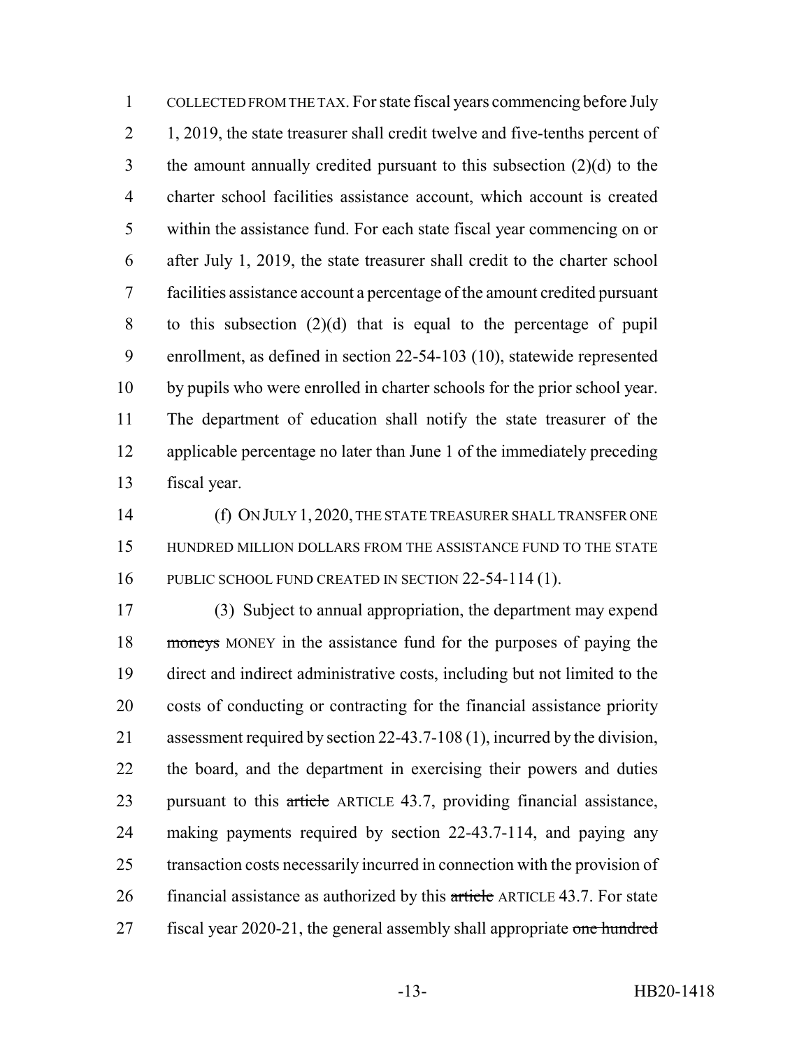COLLECTED FROM THE TAX. For state fiscal years commencing before July 1, 2019, the state treasurer shall credit twelve and five-tenths percent of the amount annually credited pursuant to this subsection (2)(d) to the charter school facilities assistance account, which account is created within the assistance fund. For each state fiscal year commencing on or after July 1, 2019, the state treasurer shall credit to the charter school facilities assistance account a percentage of the amount credited pursuant to this subsection (2)(d) that is equal to the percentage of pupil enrollment, as defined in section 22-54-103 (10), statewide represented by pupils who were enrolled in charter schools for the prior school year. The department of education shall notify the state treasurer of the applicable percentage no later than June 1 of the immediately preceding fiscal year.

(f) ON JULY 1, 2020, THE STATE TREASURER SHALL TRANSFER ONE HUNDRED MILLION DOLLARS FROM THE ASSISTANCE FUND TO THE STATE PUBLIC SCHOOL FUND CREATED IN SECTION 22-54-114 (1).

(3) Subject to annual appropriation, the department may expend ~~moneys~~ MONEY in the assistance fund for the purposes of paying the direct and indirect administrative costs, including but not limited to the costs of conducting or contracting for the financial assistance priority assessment required by section 22-43.7-108 (1), incurred by the division, the board, and the department in exercising their powers and duties pursuant to this ~~article~~ ARTICLE 43.7, providing financial assistance, making payments required by section 22-43.7-114, and paying any transaction costs necessarily incurred in connection with the provision of financial assistance as authorized by this ~~article~~ ARTICLE 43.7. For state fiscal year 2020-21, the general assembly shall appropriate ~~one hundred~~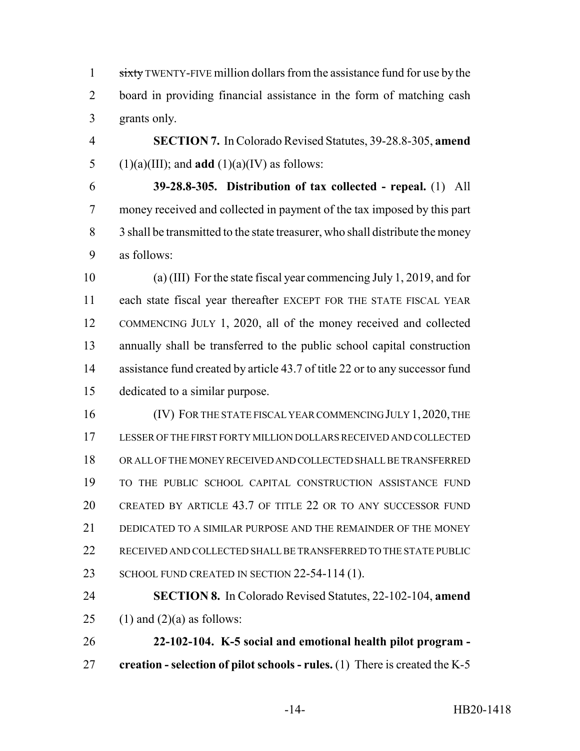~~sixty~~ TWENTY-FIVE million dollars from the assistance fund for use by the board in providing financial assistance in the form of matching cash grants only.

**SECTION 7.** In Colorado Revised Statutes, 39-28.8-305, **amend** (1)(a)(III); and **add** (1)(a)(IV) as follows:

**39-28.8-305. Distribution of tax collected - repeal.** (1) All money received and collected in payment of the tax imposed by this part 3 shall be transmitted to the state treasurer, who shall distribute the money as follows:

(a) (III) For the state fiscal year commencing July 1, 2019, and for each state fiscal year thereafter EXCEPT FOR THE STATE FISCAL YEAR COMMENCING JULY 1, 2020, all of the money received and collected annually shall be transferred to the public school capital construction assistance fund created by article 43.7 of title 22 or to any successor fund dedicated to a similar purpose.

(IV) FOR THE STATE FISCAL YEAR COMMENCING JULY 1, 2020, THE LESSER OF THE FIRST FORTY MILLION DOLLARS RECEIVED AND COLLECTED OR ALL OF THE MONEY RECEIVED AND COLLECTED SHALL BE TRANSFERRED TO THE PUBLIC SCHOOL CAPITAL CONSTRUCTION ASSISTANCE FUND CREATED BY ARTICLE 43.7 OF TITLE 22 OR TO ANY SUCCESSOR FUND DEDICATED TO A SIMILAR PURPOSE AND THE REMAINDER OF THE MONEY RECEIVED AND COLLECTED SHALL BE TRANSFERRED TO THE STATE PUBLIC SCHOOL FUND CREATED IN SECTION 22-54-114 (1).

**SECTION 8.** In Colorado Revised Statutes, 22-102-104, **amend** (1) and (2)(a) as follows:

**22-102-104. K-5 social and emotional health pilot program - creation - selection of pilot schools - rules.** (1) There is created the K-5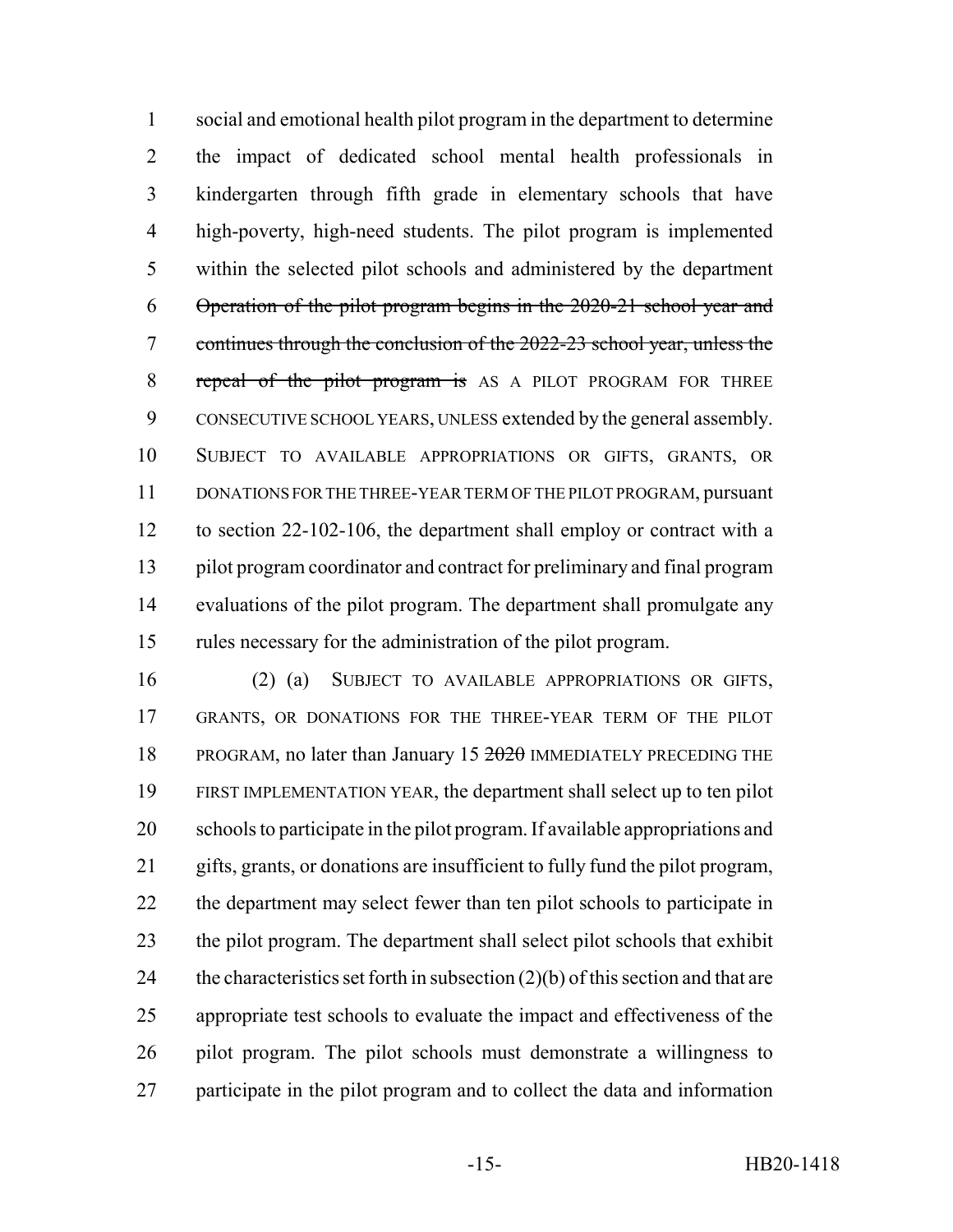social and emotional health pilot program in the department to determine the impact of dedicated school mental health professionals in kindergarten through fifth grade in elementary schools that have high-poverty, high-need students. The pilot program is implemented within the selected pilot schools and administered by the department ~~Operation of the pilot program begins in the 2020-21 school year and continues through the conclusion of the 2022-23 school year, unless the repeal of the pilot program is~~ AS A PILOT PROGRAM FOR THREE CONSECUTIVE SCHOOL YEARS, UNLESS extended by the general assembly. SUBJECT TO AVAILABLE APPROPRIATIONS OR GIFTS, GRANTS, OR DONATIONS FOR THE THREE-YEAR TERM OF THE PILOT PROGRAM, pursuant to section 22-102-106, the department shall employ or contract with a pilot program coordinator and contract for preliminary and final program evaluations of the pilot program. The department shall promulgate any rules necessary for the administration of the pilot program.

(2) (a) SUBJECT TO AVAILABLE APPROPRIATIONS OR GIFTS, GRANTS, OR DONATIONS FOR THE THREE-YEAR TERM OF THE PILOT PROGRAM, no later than January 15 ~~2020~~ IMMEDIATELY PRECEDING THE FIRST IMPLEMENTATION YEAR, the department shall select up to ten pilot schools to participate in the pilot program. If available appropriations and gifts, grants, or donations are insufficient to fully fund the pilot program, the department may select fewer than ten pilot schools to participate in the pilot program. The department shall select pilot schools that exhibit the characteristics set forth in subsection (2)(b) of this section and that are appropriate test schools to evaluate the impact and effectiveness of the pilot program. The pilot schools must demonstrate a willingness to participate in the pilot program and to collect the data and information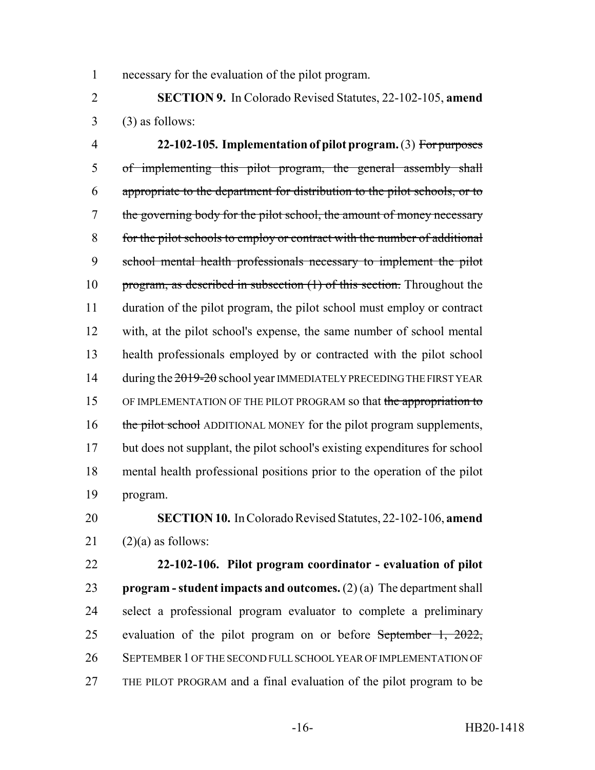necessary for the evaluation of the pilot program.

**SECTION 9.** In Colorado Revised Statutes, 22-102-105, **amend** (3) as follows:

**22-102-105. Implementation of pilot program.** (3) ~~For purposes of implementing this pilot program, the general assembly shall appropriate to the department for distribution to the pilot schools, or to the governing body for the pilot school, the amount of money necessary for the pilot schools to employ or contract with the number of additional school mental health professionals necessary to implement the pilot program, as described in subsection (1) of this section.~~ Throughout the duration of the pilot program, the pilot school must employ or contract with, at the pilot school's expense, the same number of school mental health professionals employed by or contracted with the pilot school during the ~~2019-20~~ school year IMMEDIATELY PRECEDING THE FIRST YEAR OF IMPLEMENTATION OF THE PILOT PROGRAM so that ~~the appropriation to the pilot school~~ ADDITIONAL MONEY for the pilot program supplements, but does not supplant, the pilot school's existing expenditures for school mental health professional positions prior to the operation of the pilot program.

**SECTION 10.** In Colorado Revised Statutes, 22-102-106, **amend** (2)(a) as follows:

**22-102-106. Pilot program coordinator - evaluation of pilot program - student impacts and outcomes.** (2) (a) The department shall select a professional program evaluator to complete a preliminary evaluation of the pilot program on or before ~~September 1, 2022,~~ SEPTEMBER 1 OF THE SECOND FULL SCHOOL YEAR OF IMPLEMENTATION OF THE PILOT PROGRAM and a final evaluation of the pilot program to be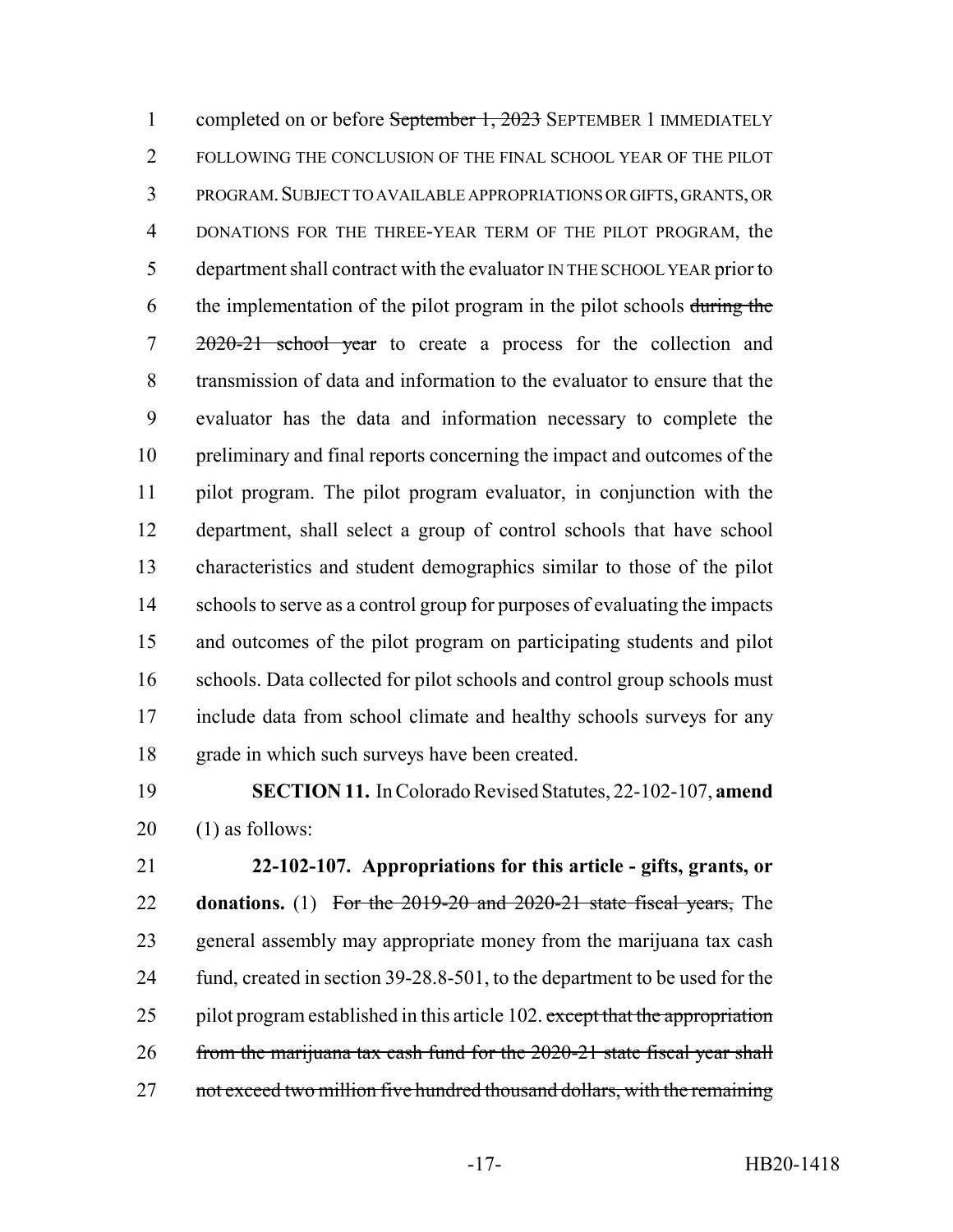completed on or before ~~September 1, 2023~~ SEPTEMBER 1 IMMEDIATELY FOLLOWING THE CONCLUSION OF THE FINAL SCHOOL YEAR OF THE PILOT PROGRAM. SUBJECT TO AVAILABLE APPROPRIATIONS OR GIFTS, GRANTS, OR DONATIONS FOR THE THREE-YEAR TERM OF THE PILOT PROGRAM, the department shall contract with the evaluator IN THE SCHOOL YEAR prior to the implementation of the pilot program in the pilot schools ~~during the 2020-21 school year~~ to create a process for the collection and transmission of data and information to the evaluator to ensure that the evaluator has the data and information necessary to complete the preliminary and final reports concerning the impact and outcomes of the pilot program. The pilot program evaluator, in conjunction with the department, shall select a group of control schools that have school characteristics and student demographics similar to those of the pilot schools to serve as a control group for purposes of evaluating the impacts and outcomes of the pilot program on participating students and pilot schools. Data collected for pilot schools and control group schools must include data from school climate and healthy schools surveys for any grade in which such surveys have been created.

**SECTION 11.** In Colorado Revised Statutes, 22-102-107, **amend** (1) as follows:

**22-102-107. Appropriations for this article - gifts, grants, or donations.** (1) ~~For the 2019-20 and 2020-21 state fiscal years,~~ The general assembly may appropriate money from the marijuana tax cash fund, created in section 39-28.8-501, to the department to be used for the pilot program established in this article 102. ~~except that the appropriation from the marijuana tax cash fund for the 2020-21 state fiscal year shall not exceed two million five hundred thousand dollars, with the remaining~~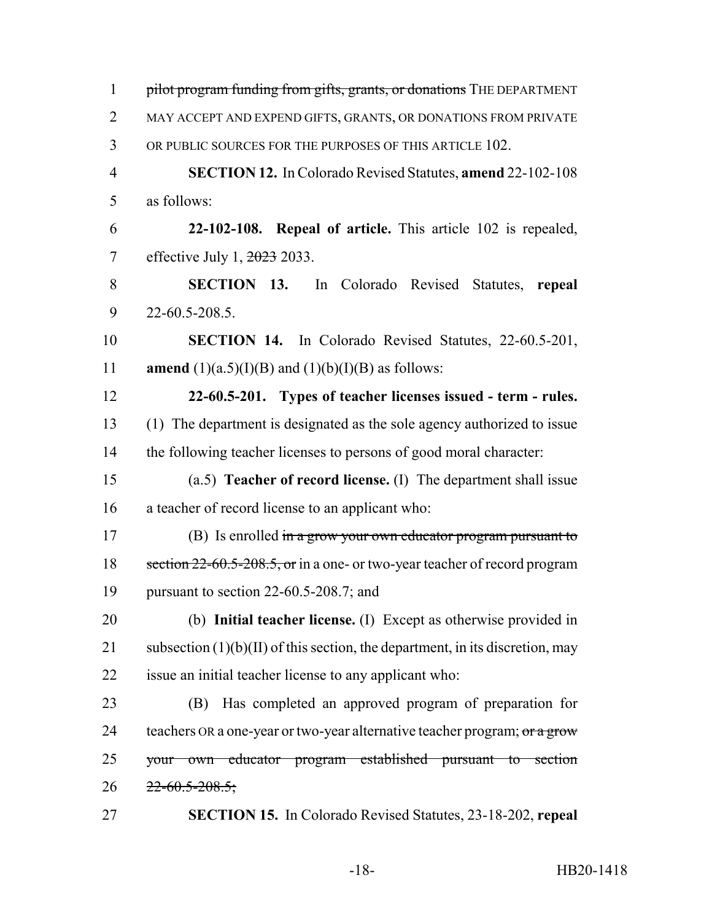1 ~~pilot program funding from gifts, grants, or donations~~ THE DEPARTMENT
2 MAY ACCEPT AND EXPEND GIFTS, GRANTS, OR DONATIONS FROM PRIVATE
3 OR PUBLIC SOURCES FOR THE PURPOSES OF THIS ARTICLE 102.

4 **SECTION 12.** In Colorado Revised Statutes, **amend** 22-102-108
5 as follows:

6 **22-102-108. Repeal of article.** This article 102 is repealed,
7 effective July 1, ~~2023~~ 2033.

8 **SECTION 13.** In Colorado Revised Statutes, **repeal**
9 22-60.5-208.5.

10 **SECTION 14.** In Colorado Revised Statutes, 22-60.5-201,
11 **amend** (1)(a.5)(I)(B) and (1)(b)(I)(B) as follows:

12 **22-60.5-201. Types of teacher licenses issued - term - rules.**
13 (1) The department is designated as the sole agency authorized to issue
14 the following teacher licenses to persons of good moral character:

15 (a.5) **Teacher of record license.** (I) The department shall issue
16 a teacher of record license to an applicant who:

17 (B) Is enrolled ~~in a grow your own educator program pursuant to~~
18 ~~section 22-60.5-208.5, or~~ in a one- or two-year teacher of record program
19 pursuant to section 22-60.5-208.7; and

20 (b) **Initial teacher license.** (I) Except as otherwise provided in
21 subsection (1)(b)(II) of this section, the department, in its discretion, may
22 issue an initial teacher license to any applicant who:

23 (B) Has completed an approved program of preparation for
24 teachers OR a one-year or two-year alternative teacher program; ~~or a grow~~
25 ~~your own educator program established pursuant to section~~
26 ~~22-60.5-208.5;~~

27 **SECTION 15.** In Colorado Revised Statutes, 23-18-202, **repeal**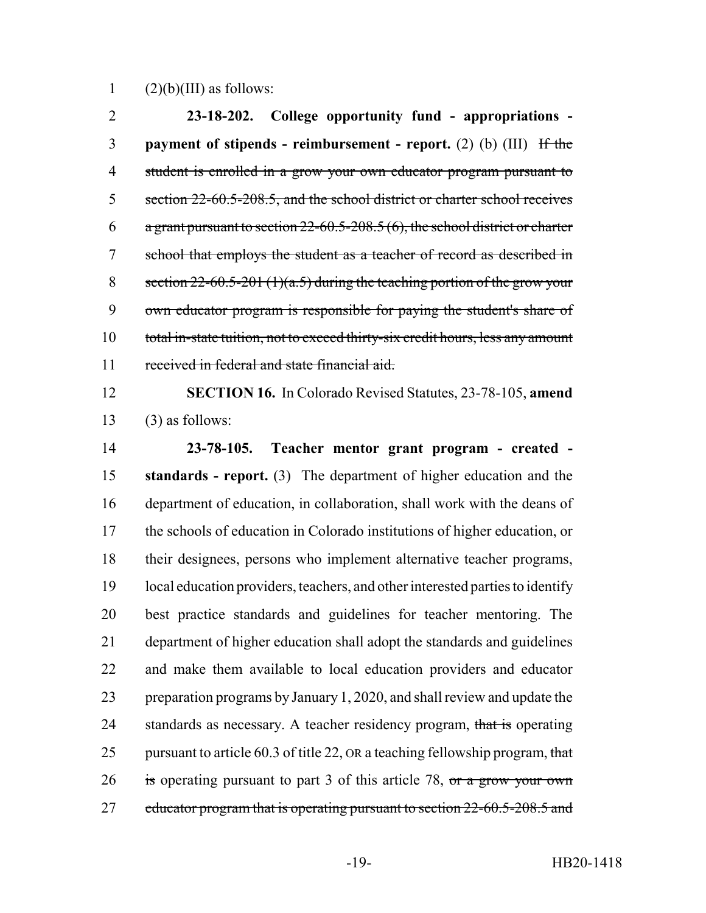(2)(b)(III) as follows:

**23-18-202. College opportunity fund - appropriations - payment of stipends - reimbursement - report.** (2) (b) (III) ~~If the student is enrolled in a grow your own educator program pursuant to section 22-60.5-208.5, and the school district or charter school receives a grant pursuant to section 22-60.5-208.5 (6), the school district or charter school that employs the student as a teacher of record as described in section 22-60.5-201 (1)(a.5) during the teaching portion of the grow your own educator program is responsible for paying the student's share of total in-state tuition, not to exceed thirty-six credit hours, less any amount received in federal and state financial aid.~~

**SECTION 16.** In Colorado Revised Statutes, 23-78-105, **amend** (3) as follows:

**23-78-105. Teacher mentor grant program - created - standards - report.** (3) The department of higher education and the department of education, in collaboration, shall work with the deans of the schools of education in Colorado institutions of higher education, or their designees, persons who implement alternative teacher programs, local education providers, teachers, and other interested parties to identify best practice standards and guidelines for teacher mentoring. The department of higher education shall adopt the standards and guidelines and make them available to local education providers and educator preparation programs by January 1, 2020, and shall review and update the standards as necessary. A teacher residency program, ~~that is~~ operating pursuant to article 60.3 of title 22, OR a teaching fellowship program, ~~that is~~ operating pursuant to part 3 of this article 78, ~~or a grow your own educator program that is operating pursuant to section 22-60.5-208.5 and~~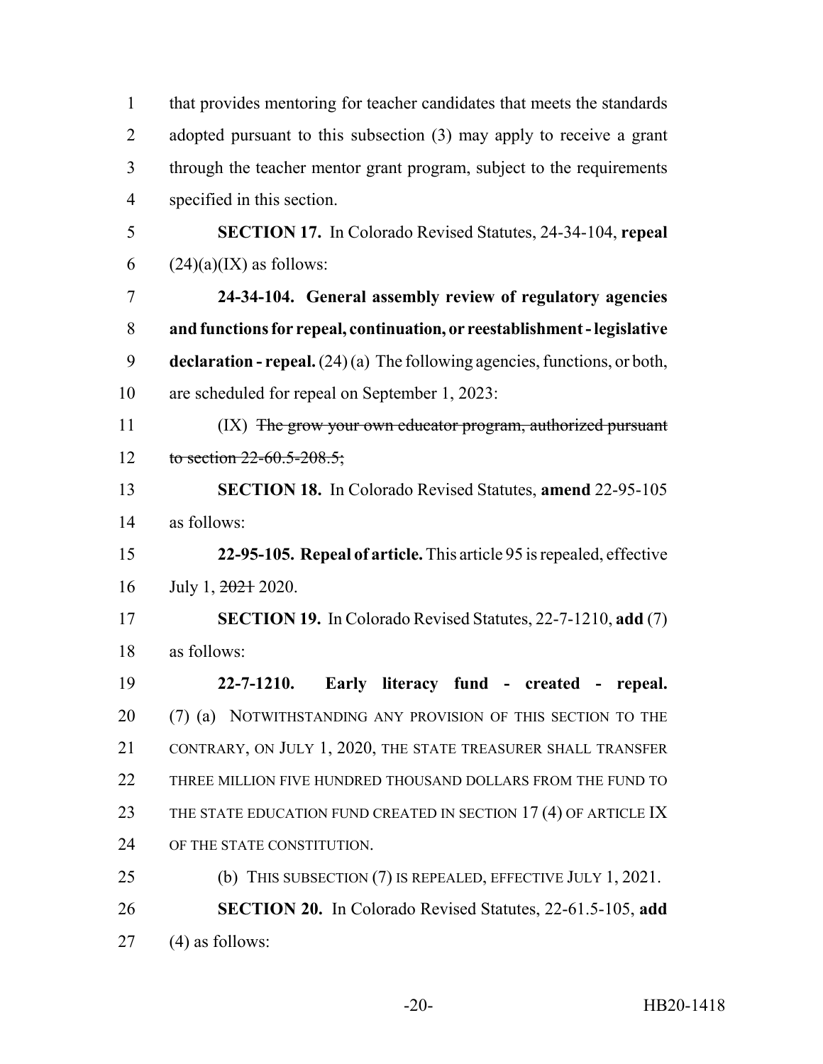that provides mentoring for teacher candidates that meets the standards adopted pursuant to this subsection (3) may apply to receive a grant through the teacher mentor grant program, subject to the requirements specified in this section.

**SECTION 17.** In Colorado Revised Statutes, 24-34-104, **repeal** (24)(a)(IX) as follows:

**24-34-104. General assembly review of regulatory agencies and functions for repeal, continuation, or reestablishment - legislative declaration - repeal.** (24) (a) The following agencies, functions, or both, are scheduled for repeal on September 1, 2023:

(IX) ~~The grow your own educator program, authorized pursuant to section 22-60.5-208.5;~~

**SECTION 18.** In Colorado Revised Statutes, **amend** 22-95-105 as follows:

**22-95-105. Repeal of article.** This article 95 is repealed, effective July 1, ~~2021~~ 2020.

**SECTION 19.** In Colorado Revised Statutes, 22-7-1210, **add** (7) as follows:

**22-7-1210. Early literacy fund - created - repeal.** (7) (a) NOTWITHSTANDING ANY PROVISION OF THIS SECTION TO THE CONTRARY, ON JULY 1, 2020, THE STATE TREASURER SHALL TRANSFER THREE MILLION FIVE HUNDRED THOUSAND DOLLARS FROM THE FUND TO THE STATE EDUCATION FUND CREATED IN SECTION 17 (4) OF ARTICLE IX OF THE STATE CONSTITUTION.

(b) THIS SUBSECTION (7) IS REPEALED, EFFECTIVE JULY 1, 2021.

**SECTION 20.** In Colorado Revised Statutes, 22-61.5-105, **add** (4) as follows: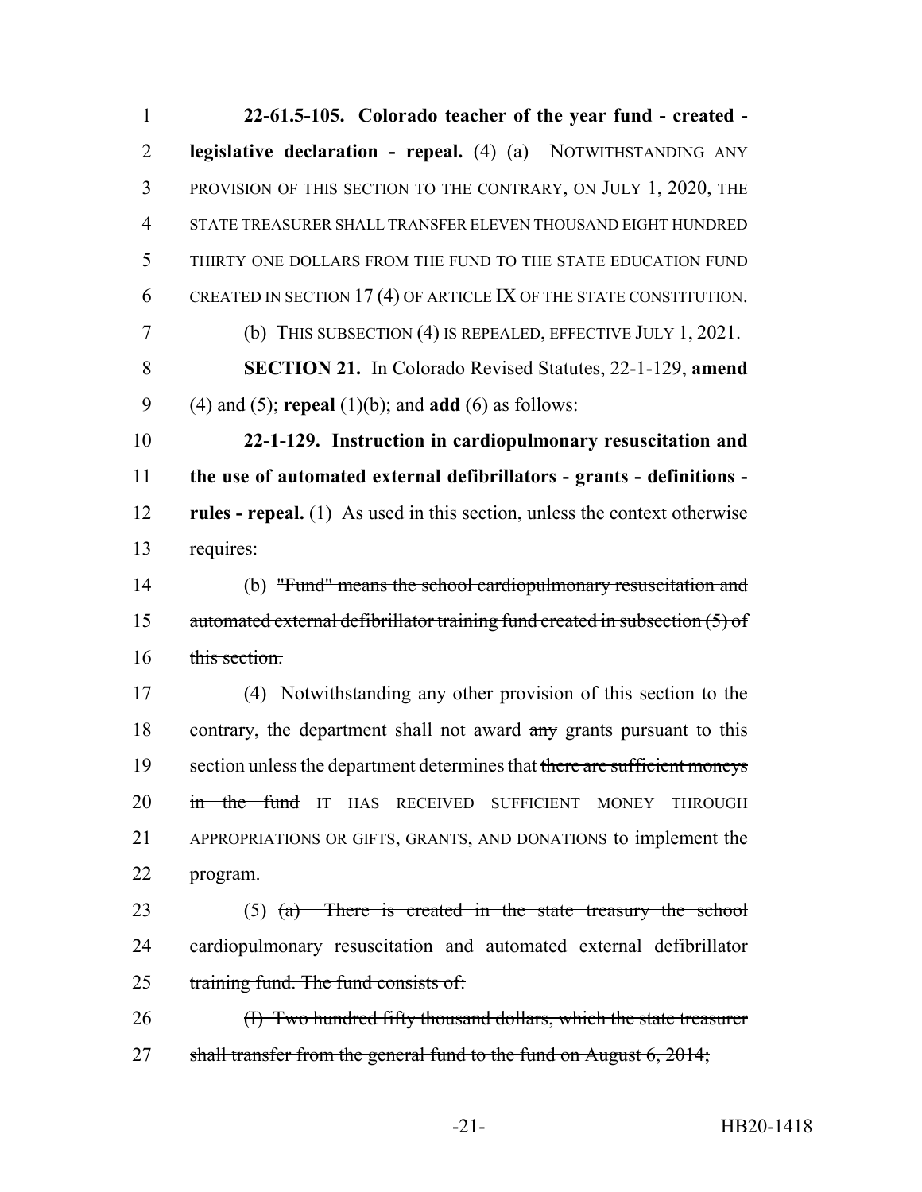**22-61.5-105. Colorado teacher of the year fund - created - legislative declaration - repeal.** (4) (a) NOTWITHSTANDING ANY PROVISION OF THIS SECTION TO THE CONTRARY, ON JULY 1, 2020, THE STATE TREASURER SHALL TRANSFER ELEVEN THOUSAND EIGHT HUNDRED THIRTY ONE DOLLARS FROM THE FUND TO THE STATE EDUCATION FUND CREATED IN SECTION 17 (4) OF ARTICLE IX OF THE STATE CONSTITUTION.

(b) THIS SUBSECTION (4) IS REPEALED, EFFECTIVE JULY 1, 2021.

**SECTION 21.** In Colorado Revised Statutes, 22-1-129, **amend** (4) and (5); **repeal** (1)(b); and **add** (6) as follows:

**22-1-129. Instruction in cardiopulmonary resuscitation and the use of automated external defibrillators - grants - definitions - rules - repeal.** (1) As used in this section, unless the context otherwise requires:

(b) ~~"Fund" means the school cardiopulmonary resuscitation and automated external defibrillator training fund created in subsection (5) of this section.~~

(4) Notwithstanding any other provision of this section to the contrary, the department shall not award ~~any~~ grants pursuant to this section unless the department determines that ~~there are sufficient moneys in the fund~~ IT HAS RECEIVED SUFFICIENT MONEY THROUGH APPROPRIATIONS OR GIFTS, GRANTS, AND DONATIONS to implement the program.

(5) ~~(a) There is created in the state treasury the school cardiopulmonary resuscitation and automated external defibrillator training fund. The fund consists of:~~

~~(I) Two hundred fifty thousand dollars, which the state treasurer shall transfer from the general fund to the fund on August 6, 2014;~~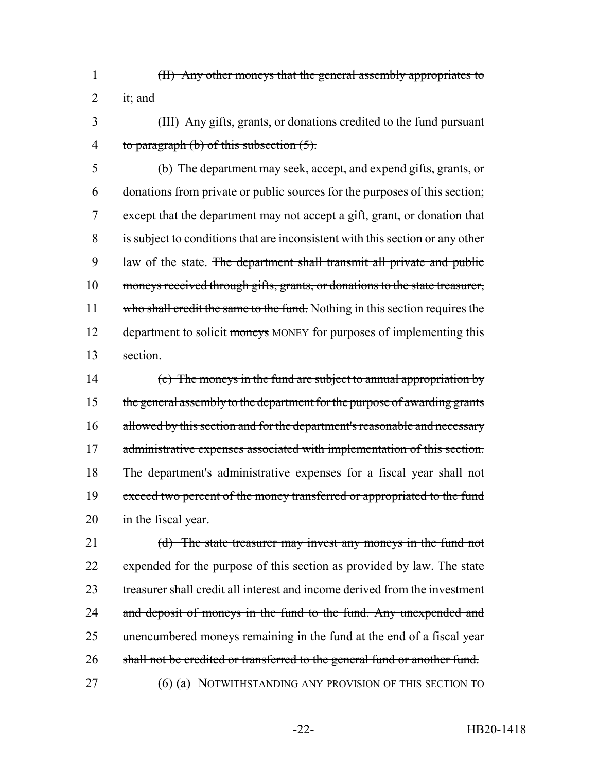1 ~~(II) Any other moneys that the general assembly appropriates to~~
2 ~~it; and~~

3 ~~(III) Any gifts, grants, or donations credited to the fund pursuant~~
4 ~~to paragraph (b) of this subsection (5).~~

5 ~~(b)~~ The department may seek, accept, and expend gifts, grants, or
6 donations from private or public sources for the purposes of this section;
7 except that the department may not accept a gift, grant, or donation that
8 is subject to conditions that are inconsistent with this section or any other
9 law of the state. ~~The department shall transmit all private and public~~
10 ~~moneys received through gifts, grants, or donations to the state treasurer,~~
11 ~~who shall credit the same to the fund.~~ Nothing in this section requires the
12 department to solicit ~~moneys~~ MONEY for purposes of implementing this
13 section.

14 ~~(c) The moneys in the fund are subject to annual appropriation by~~
15 ~~the general assembly to the department for the purpose of awarding grants~~
16 ~~allowed by this section and for the department's reasonable and necessary~~
17 ~~administrative expenses associated with implementation of this section.~~
18 ~~The department's administrative expenses for a fiscal year shall not~~
19 ~~exceed two percent of the money transferred or appropriated to the fund~~
20 ~~in the fiscal year.~~

21 ~~(d) The state treasurer may invest any moneys in the fund not~~
22 ~~expended for the purpose of this section as provided by law. The state~~
23 ~~treasurer shall credit all interest and income derived from the investment~~
24 ~~and deposit of moneys in the fund to the fund. Any unexpended and~~
25 ~~unencumbered moneys remaining in the fund at the end of a fiscal year~~
26 ~~shall not be credited or transferred to the general fund or another fund.~~

27 (6) (a) NOTWITHSTANDING ANY PROVISION OF THIS SECTION TO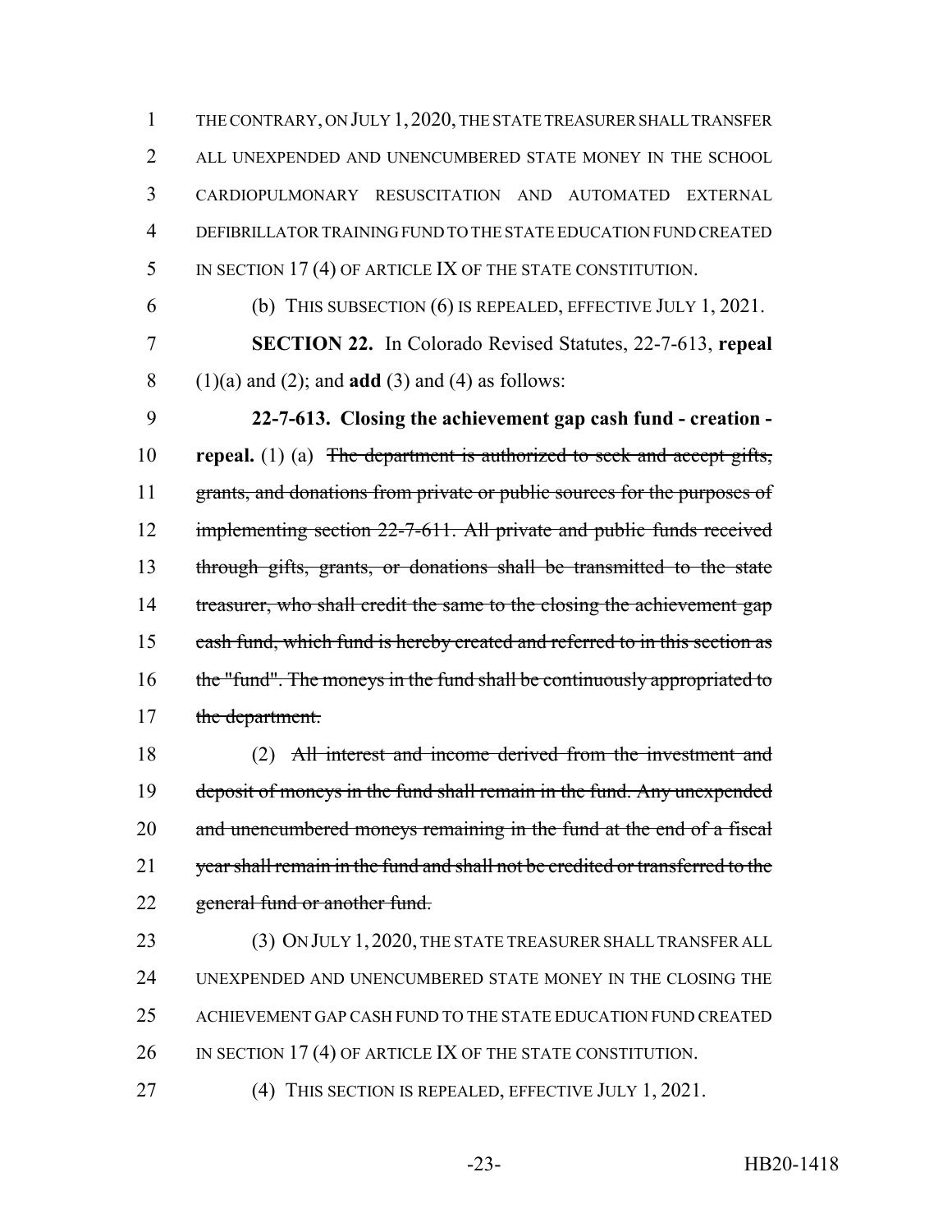THE CONTRARY, ON JULY 1, 2020, THE STATE TREASURER SHALL TRANSFER ALL UNEXPENDED AND UNENCUMBERED STATE MONEY IN THE SCHOOL CARDIOPULMONARY RESUSCITATION AND AUTOMATED EXTERNAL DEFIBRILLATOR TRAINING FUND TO THE STATE EDUCATION FUND CREATED IN SECTION 17 (4) OF ARTICLE IX OF THE STATE CONSTITUTION.

(b) THIS SUBSECTION (6) IS REPEALED, EFFECTIVE JULY 1, 2021.

**SECTION 22.** In Colorado Revised Statutes, 22-7-613, **repeal** (1)(a) and (2); and **add** (3) and (4) as follows:

**22-7-613. Closing the achievement gap cash fund - creation - repeal.** (1) (a) ~~The department is authorized to seek and accept gifts, grants, and donations from private or public sources for the purposes of implementing section 22-7-611. All private and public funds received through gifts, grants, or donations shall be transmitted to the state treasurer, who shall credit the same to the closing the achievement gap cash fund, which fund is hereby created and referred to in this section as the "fund". The moneys in the fund shall be continuously appropriated to the department.~~

(2) ~~All interest and income derived from the investment and deposit of moneys in the fund shall remain in the fund. Any unexpended and unencumbered moneys remaining in the fund at the end of a fiscal year shall remain in the fund and shall not be credited or transferred to the general fund or another fund.~~

(3) ON JULY 1, 2020, THE STATE TREASURER SHALL TRANSFER ALL UNEXPENDED AND UNENCUMBERED STATE MONEY IN THE CLOSING THE ACHIEVEMENT GAP CASH FUND TO THE STATE EDUCATION FUND CREATED IN SECTION 17 (4) OF ARTICLE IX OF THE STATE CONSTITUTION.

(4) THIS SECTION IS REPEALED, EFFECTIVE JULY 1, 2021.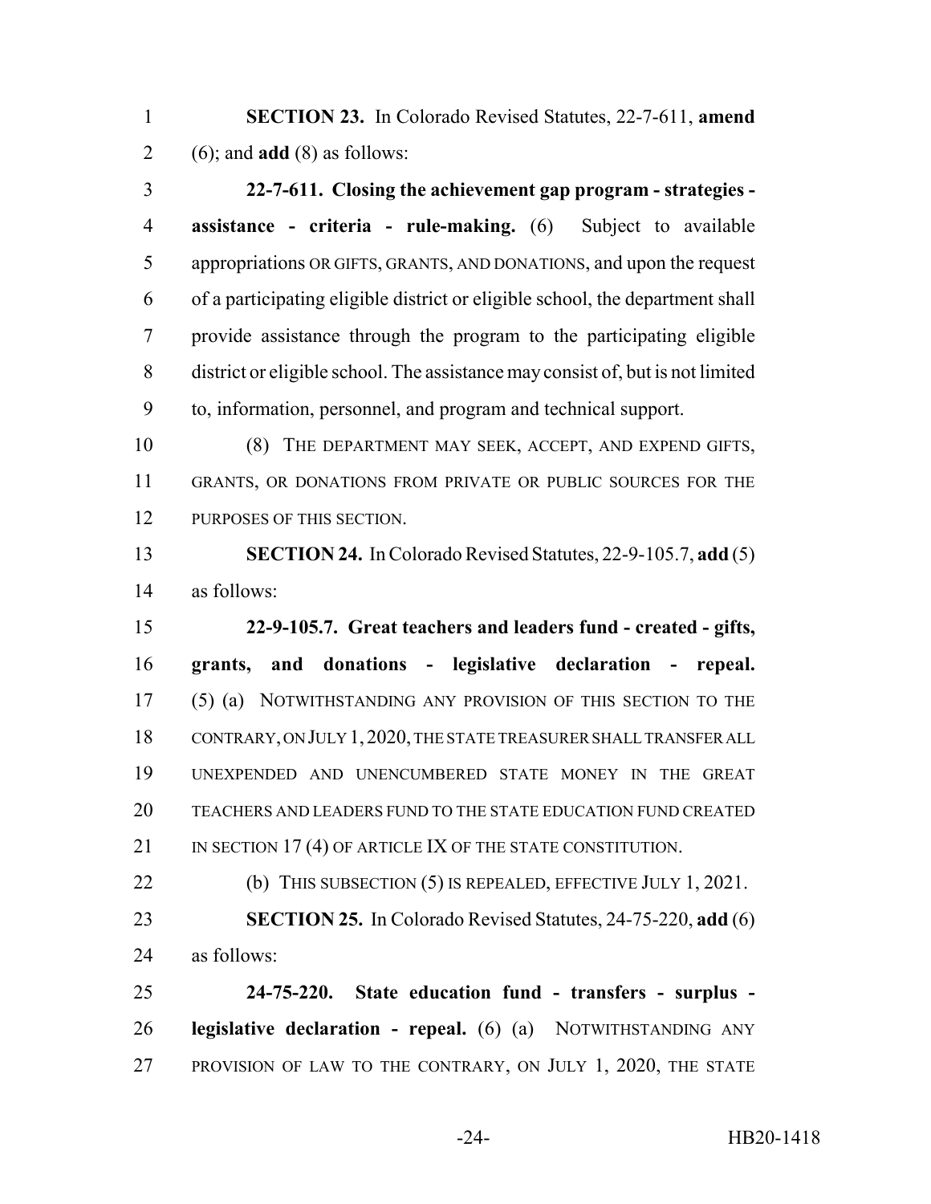**SECTION 23.** In Colorado Revised Statutes, 22-7-611, **amend** (6); and **add** (8) as follows:

**22-7-611. Closing the achievement gap program - strategies - assistance - criteria - rule-making.** (6) Subject to available appropriations OR GIFTS, GRANTS, AND DONATIONS, and upon the request of a participating eligible district or eligible school, the department shall provide assistance through the program to the participating eligible district or eligible school. The assistance may consist of, but is not limited to, information, personnel, and program and technical support.

(8) THE DEPARTMENT MAY SEEK, ACCEPT, AND EXPEND GIFTS, GRANTS, OR DONATIONS FROM PRIVATE OR PUBLIC SOURCES FOR THE PURPOSES OF THIS SECTION.

**SECTION 24.** In Colorado Revised Statutes, 22-9-105.7, **add** (5) as follows:

**22-9-105.7. Great teachers and leaders fund - created - gifts, grants, and donations - legislative declaration - repeal.** (5) (a) NOTWITHSTANDING ANY PROVISION OF THIS SECTION TO THE CONTRARY, ON JULY 1, 2020, THE STATE TREASURER SHALL TRANSFER ALL UNEXPENDED AND UNENCUMBERED STATE MONEY IN THE GREAT TEACHERS AND LEADERS FUND TO THE STATE EDUCATION FUND CREATED IN SECTION 17 (4) OF ARTICLE IX OF THE STATE CONSTITUTION.

(b) THIS SUBSECTION (5) IS REPEALED, EFFECTIVE JULY 1, 2021.

**SECTION 25.** In Colorado Revised Statutes, 24-75-220, **add** (6) as follows:

**24-75-220. State education fund - transfers - surplus - legislative declaration - repeal.** (6) (a) NOTWITHSTANDING ANY PROVISION OF LAW TO THE CONTRARY, ON JULY 1, 2020, THE STATE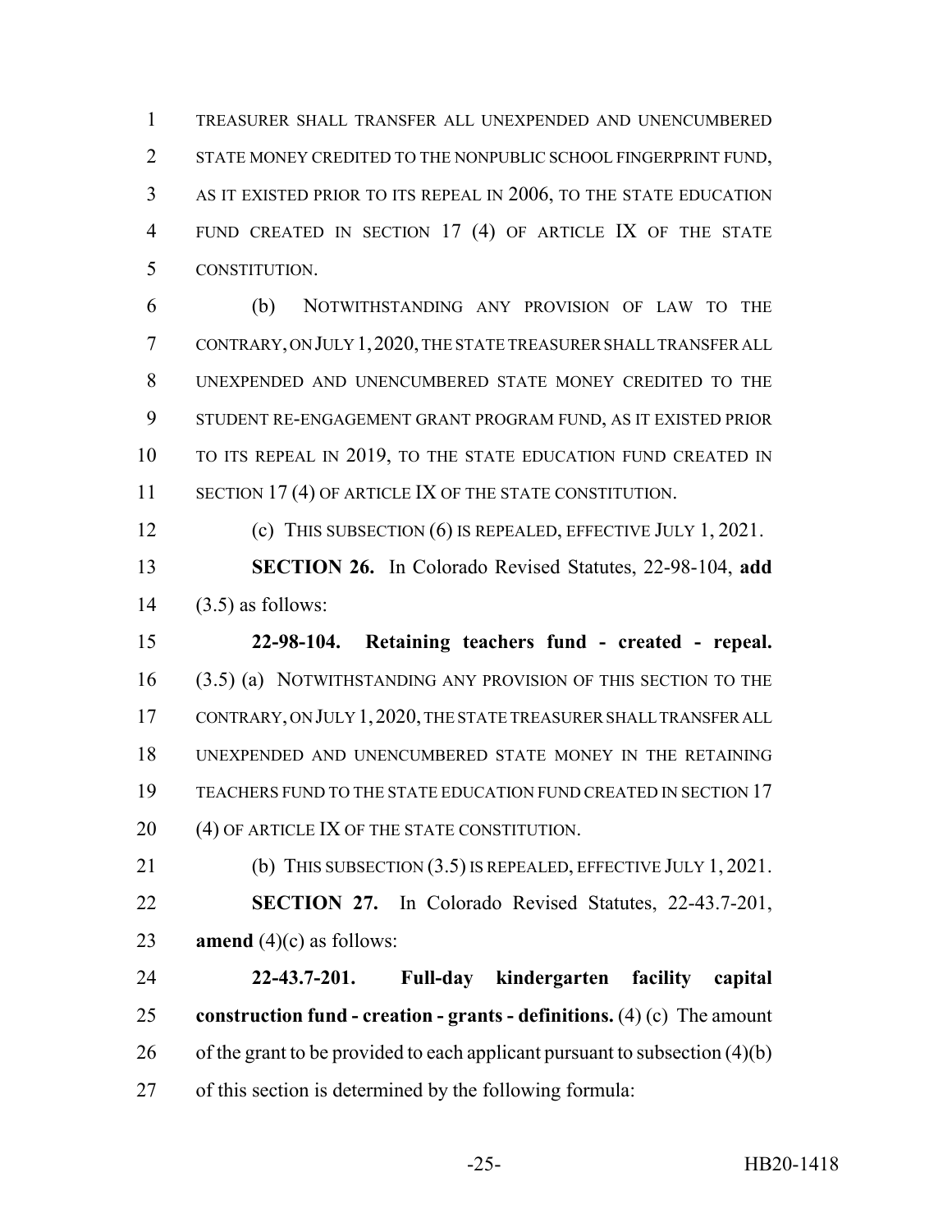TREASURER SHALL TRANSFER ALL UNEXPENDED AND UNENCUMBERED STATE MONEY CREDITED TO THE NONPUBLIC SCHOOL FINGERPRINT FUND, AS IT EXISTED PRIOR TO ITS REPEAL IN 2006, TO THE STATE EDUCATION FUND CREATED IN SECTION 17 (4) OF ARTICLE IX OF THE STATE CONSTITUTION.

(b) NOTWITHSTANDING ANY PROVISION OF LAW TO THE CONTRARY, ON JULY 1, 2020, THE STATE TREASURER SHALL TRANSFER ALL UNEXPENDED AND UNENCUMBERED STATE MONEY CREDITED TO THE STUDENT RE-ENGAGEMENT GRANT PROGRAM FUND, AS IT EXISTED PRIOR TO ITS REPEAL IN 2019, TO THE STATE EDUCATION FUND CREATED IN SECTION 17 (4) OF ARTICLE IX OF THE STATE CONSTITUTION.

(c) THIS SUBSECTION (6) IS REPEALED, EFFECTIVE JULY 1, 2021.

**SECTION 26.** In Colorado Revised Statutes, 22-98-104, **add** (3.5) as follows:

**22-98-104. Retaining teachers fund - created - repeal.** (3.5) (a) NOTWITHSTANDING ANY PROVISION OF THIS SECTION TO THE CONTRARY, ON JULY 1, 2020, THE STATE TREASURER SHALL TRANSFER ALL UNEXPENDED AND UNENCUMBERED STATE MONEY IN THE RETAINING TEACHERS FUND TO THE STATE EDUCATION FUND CREATED IN SECTION 17 (4) OF ARTICLE IX OF THE STATE CONSTITUTION.

(b) THIS SUBSECTION (3.5) IS REPEALED, EFFECTIVE JULY 1, 2021.

**SECTION 27.** In Colorado Revised Statutes, 22-43.7-201, **amend** (4)(c) as follows:

**22-43.7-201. Full-day kindergarten facility capital construction fund - creation - grants - definitions.** (4) (c) The amount of the grant to be provided to each applicant pursuant to subsection (4)(b) of this section is determined by the following formula: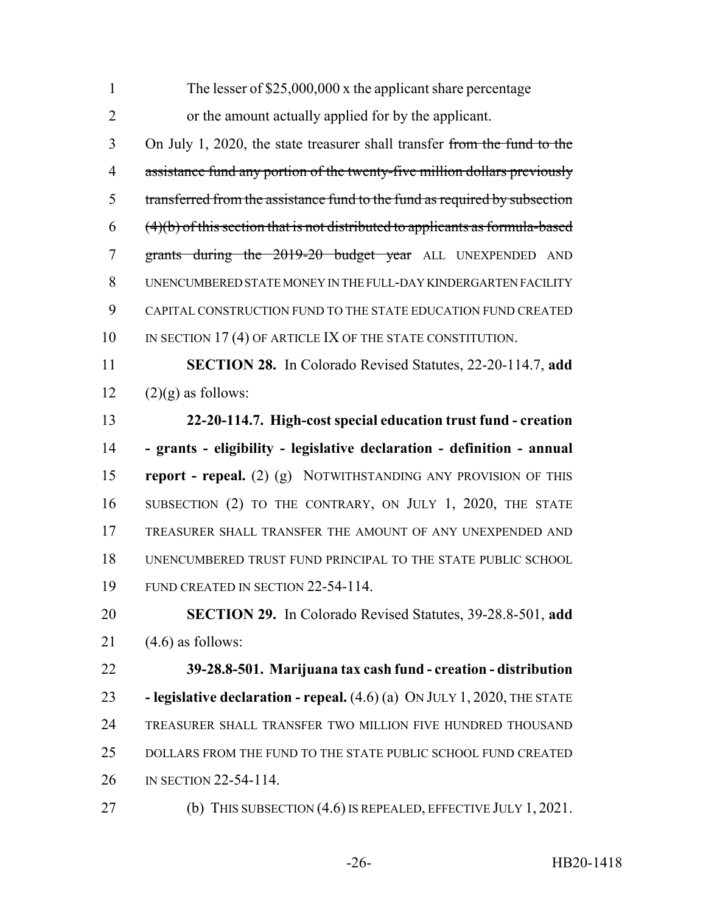The lesser of $25,000,000 x the applicant share percentage
or the amount actually applied for by the applicant.

On July 1, 2020, the state treasurer shall transfer ~~from the fund to the assistance fund any portion of the twenty-five million dollars previously transferred from the assistance fund to the fund as required by subsection (4)(b) of this section that is not distributed to applicants as formula-based grants during the 2019-20 budget year~~ ALL UNEXPENDED AND UNENCUMBERED STATE MONEY IN THE FULL-DAY KINDERGARTEN FACILITY CAPITAL CONSTRUCTION FUND TO THE STATE EDUCATION FUND CREATED IN SECTION 17 (4) OF ARTICLE IX OF THE STATE CONSTITUTION.

**SECTION 28.** In Colorado Revised Statutes, 22-20-114.7, **add** (2)(g) as follows:

**22-20-114.7. High-cost special education trust fund - creation - grants - eligibility - legislative declaration - definition - annual report - repeal.** (2) (g) NOTWITHSTANDING ANY PROVISION OF THIS SUBSECTION (2) TO THE CONTRARY, ON JULY 1, 2020, THE STATE TREASURER SHALL TRANSFER THE AMOUNT OF ANY UNEXPENDED AND UNENCUMBERED TRUST FUND PRINCIPAL TO THE STATE PUBLIC SCHOOL FUND CREATED IN SECTION 22-54-114.

**SECTION 29.** In Colorado Revised Statutes, 39-28.8-501, **add** (4.6) as follows:

**39-28.8-501. Marijuana tax cash fund - creation - distribution - legislative declaration - repeal.** (4.6) (a) ON JULY 1, 2020, THE STATE TREASURER SHALL TRANSFER TWO MILLION FIVE HUNDRED THOUSAND DOLLARS FROM THE FUND TO THE STATE PUBLIC SCHOOL FUND CREATED IN SECTION 22-54-114.

(b) THIS SUBSECTION (4.6) IS REPEALED, EFFECTIVE JULY 1, 2021.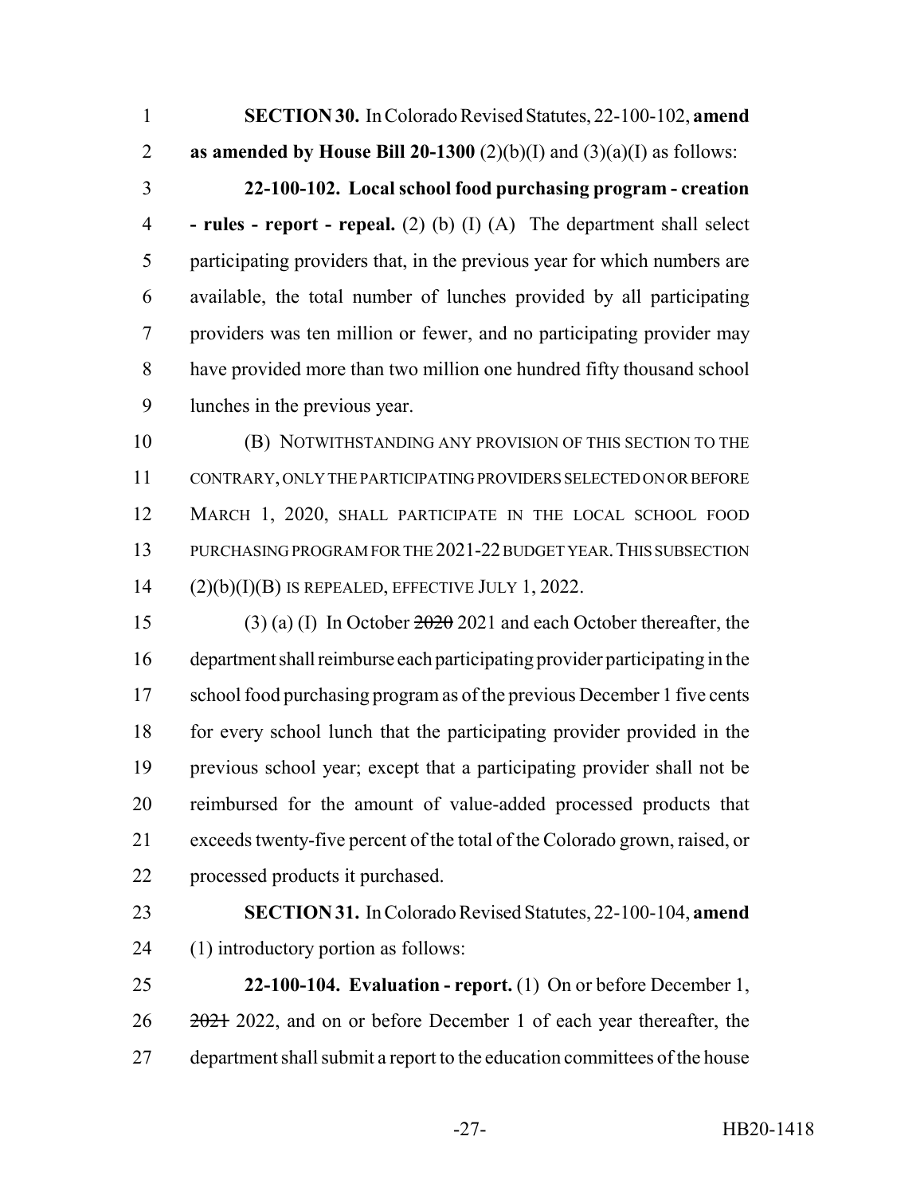**SECTION 30.** In Colorado Revised Statutes, 22-100-102, **amend as amended by House Bill 20-1300** (2)(b)(I) and (3)(a)(I) as follows:

**22-100-102. Local school food purchasing program - creation - rules - report - repeal.** (2) (b) (I) (A) The department shall select participating providers that, in the previous year for which numbers are available, the total number of lunches provided by all participating providers was ten million or fewer, and no participating provider may have provided more than two million one hundred fifty thousand school lunches in the previous year.

(B) NOTWITHSTANDING ANY PROVISION OF THIS SECTION TO THE CONTRARY, ONLY THE PARTICIPATING PROVIDERS SELECTED ON OR BEFORE MARCH 1, 2020, SHALL PARTICIPATE IN THE LOCAL SCHOOL FOOD PURCHASING PROGRAM FOR THE 2021-22 BUDGET YEAR. THIS SUBSECTION (2)(b)(I)(B) IS REPEALED, EFFECTIVE JULY 1, 2022.

(3) (a) (I) In October ~~2020~~ 2021 and each October thereafter, the department shall reimburse each participating provider participating in the school food purchasing program as of the previous December 1 five cents for every school lunch that the participating provider provided in the previous school year; except that a participating provider shall not be reimbursed for the amount of value-added processed products that exceeds twenty-five percent of the total of the Colorado grown, raised, or processed products it purchased.

**SECTION 31.** In Colorado Revised Statutes, 22-100-104, **amend** (1) introductory portion as follows:

**22-100-104. Evaluation - report.** (1) On or before December 1, ~~2021~~ 2022, and on or before December 1 of each year thereafter, the department shall submit a report to the education committees of the house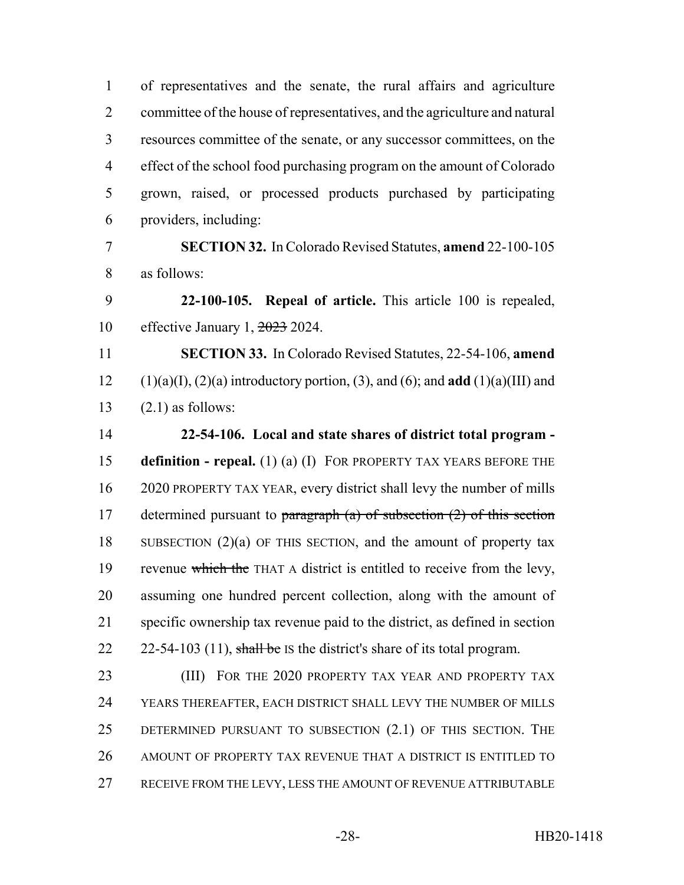of representatives and the senate, the rural affairs and agriculture committee of the house of representatives, and the agriculture and natural resources committee of the senate, or any successor committees, on the effect of the school food purchasing program on the amount of Colorado grown, raised, or processed products purchased by participating providers, including:

**SECTION 32.** In Colorado Revised Statutes, **amend** 22-100-105 as follows:

**22-100-105. Repeal of article.** This article 100 is repealed, effective January 1, ~~2023~~ 2024.

**SECTION 33.** In Colorado Revised Statutes, 22-54-106, **amend** (1)(a)(I), (2)(a) introductory portion, (3), and (6); and **add** (1)(a)(III) and (2.1) as follows:

**22-54-106. Local and state shares of district total program - definition - repeal.** (1) (a) (I) FOR PROPERTY TAX YEARS BEFORE THE 2020 PROPERTY TAX YEAR, every district shall levy the number of mills determined pursuant to ~~paragraph (a) of subsection (2) of this section~~ SUBSECTION (2)(a) OF THIS SECTION, and the amount of property tax revenue ~~which the~~ THAT A district is entitled to receive from the levy, assuming one hundred percent collection, along with the amount of specific ownership tax revenue paid to the district, as defined in section 22-54-103 (11), ~~shall be~~ IS the district's share of its total program.

(III) FOR THE 2020 PROPERTY TAX YEAR AND PROPERTY TAX YEARS THEREAFTER, EACH DISTRICT SHALL LEVY THE NUMBER OF MILLS DETERMINED PURSUANT TO SUBSECTION (2.1) OF THIS SECTION. THE AMOUNT OF PROPERTY TAX REVENUE THAT A DISTRICT IS ENTITLED TO RECEIVE FROM THE LEVY, LESS THE AMOUNT OF REVENUE ATTRIBUTABLE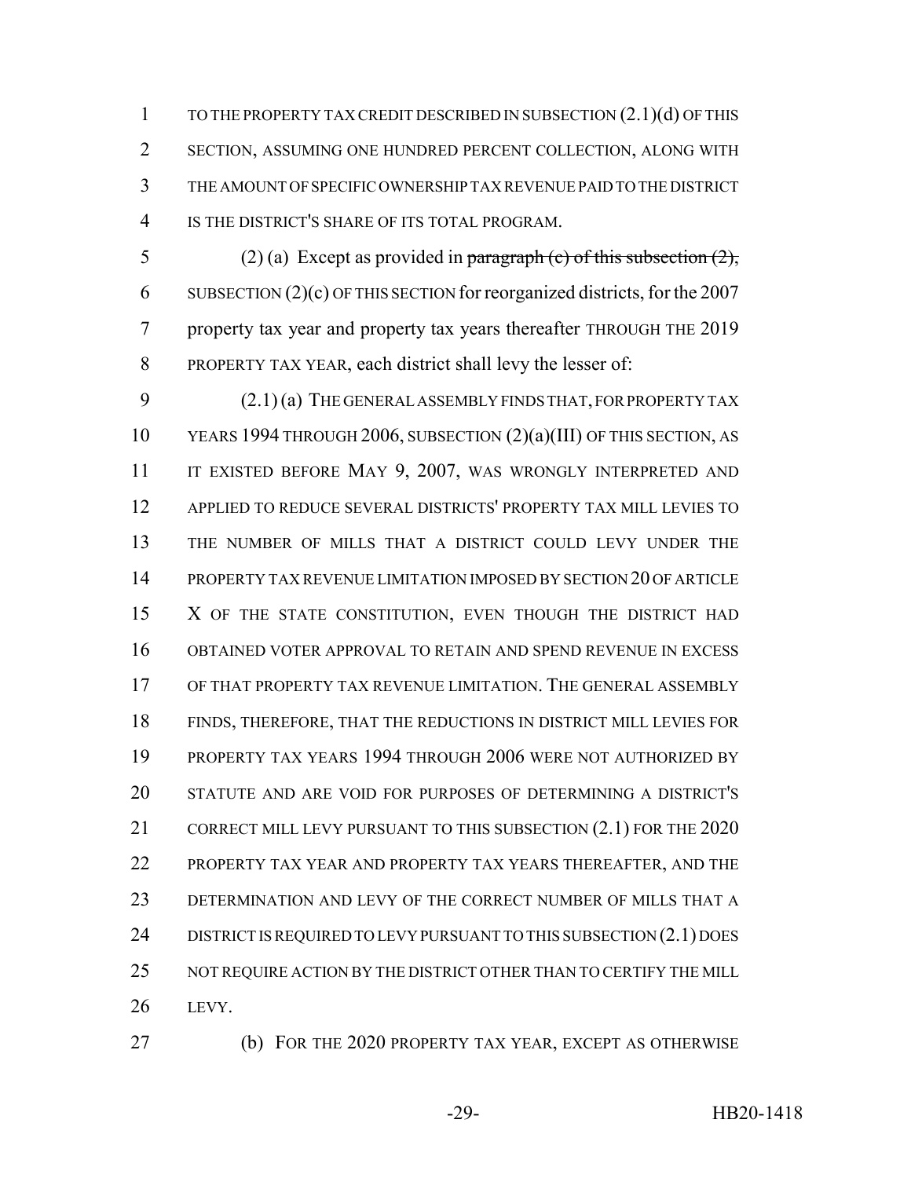TO THE PROPERTY TAX CREDIT DESCRIBED IN SUBSECTION (2.1)(d) OF THIS SECTION, ASSUMING ONE HUNDRED PERCENT COLLECTION, ALONG WITH THE AMOUNT OF SPECIFIC OWNERSHIP TAX REVENUE PAID TO THE DISTRICT IS THE DISTRICT'S SHARE OF ITS TOTAL PROGRAM.

(2) (a) Except as provided in ~~paragraph (c) of this subsection (2),~~ SUBSECTION (2)(c) OF THIS SECTION for reorganized districts, for the 2007 property tax year and property tax years thereafter THROUGH THE 2019 PROPERTY TAX YEAR, each district shall levy the lesser of:

(2.1) (a) THE GENERAL ASSEMBLY FINDS THAT, FOR PROPERTY TAX YEARS 1994 THROUGH 2006, SUBSECTION (2)(a)(III) OF THIS SECTION, AS IT EXISTED BEFORE MAY 9, 2007, WAS WRONGLY INTERPRETED AND APPLIED TO REDUCE SEVERAL DISTRICTS' PROPERTY TAX MILL LEVIES TO THE NUMBER OF MILLS THAT A DISTRICT COULD LEVY UNDER THE PROPERTY TAX REVENUE LIMITATION IMPOSED BY SECTION 20 OF ARTICLE X OF THE STATE CONSTITUTION, EVEN THOUGH THE DISTRICT HAD OBTAINED VOTER APPROVAL TO RETAIN AND SPEND REVENUE IN EXCESS OF THAT PROPERTY TAX REVENUE LIMITATION. THE GENERAL ASSEMBLY FINDS, THEREFORE, THAT THE REDUCTIONS IN DISTRICT MILL LEVIES FOR PROPERTY TAX YEARS 1994 THROUGH 2006 WERE NOT AUTHORIZED BY STATUTE AND ARE VOID FOR PURPOSES OF DETERMINING A DISTRICT'S CORRECT MILL LEVY PURSUANT TO THIS SUBSECTION (2.1) FOR THE 2020 PROPERTY TAX YEAR AND PROPERTY TAX YEARS THEREAFTER, AND THE DETERMINATION AND LEVY OF THE CORRECT NUMBER OF MILLS THAT A DISTRICT IS REQUIRED TO LEVY PURSUANT TO THIS SUBSECTION (2.1) DOES NOT REQUIRE ACTION BY THE DISTRICT OTHER THAN TO CERTIFY THE MILL LEVY.

(b) FOR THE 2020 PROPERTY TAX YEAR, EXCEPT AS OTHERWISE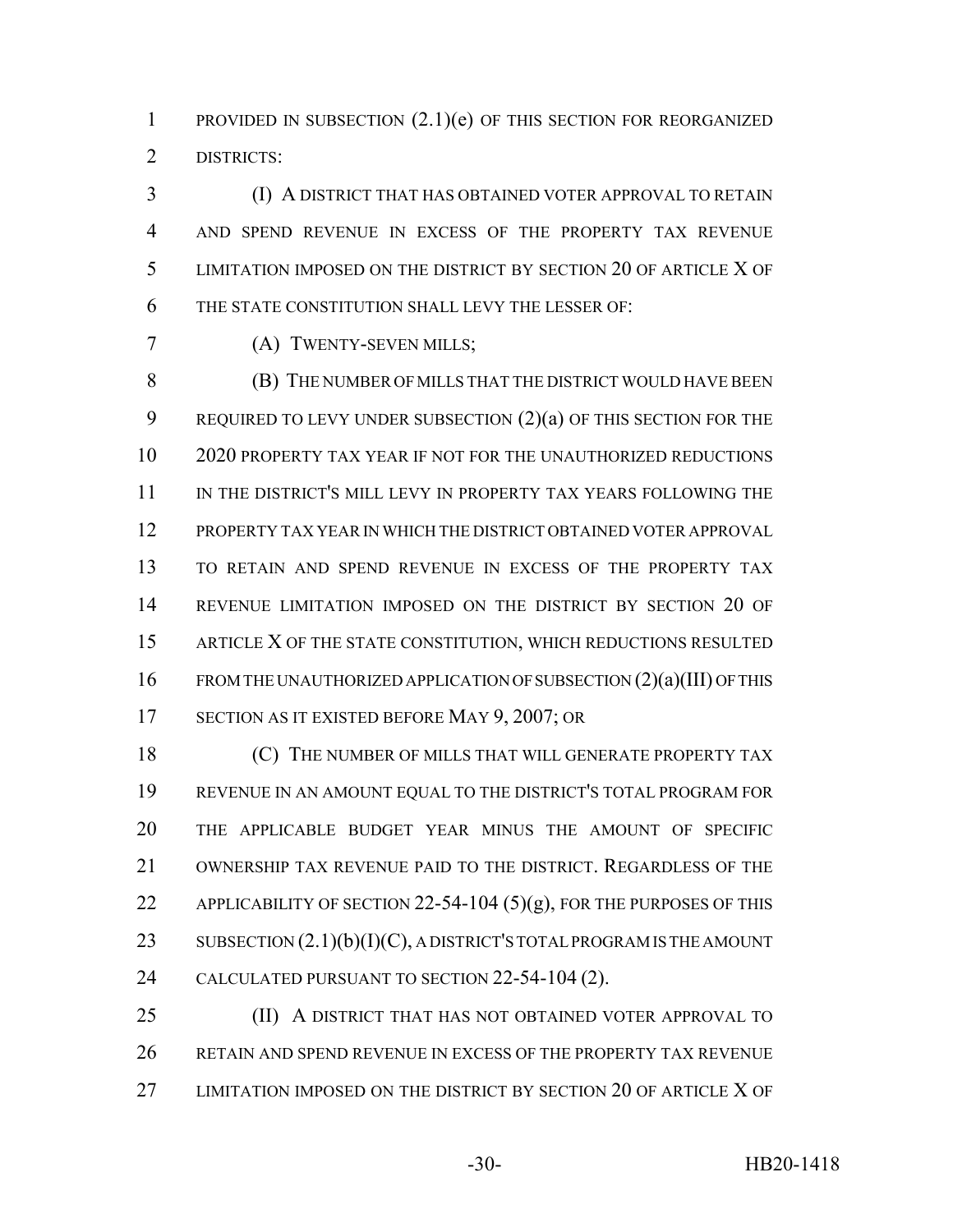PROVIDED IN SUBSECTION (2.1)(e) OF THIS SECTION FOR REORGANIZED DISTRICTS:

(I) A DISTRICT THAT HAS OBTAINED VOTER APPROVAL TO RETAIN AND SPEND REVENUE IN EXCESS OF THE PROPERTY TAX REVENUE LIMITATION IMPOSED ON THE DISTRICT BY SECTION 20 OF ARTICLE X OF THE STATE CONSTITUTION SHALL LEVY THE LESSER OF:

(A) TWENTY-SEVEN MILLS;

(B) THE NUMBER OF MILLS THAT THE DISTRICT WOULD HAVE BEEN REQUIRED TO LEVY UNDER SUBSECTION (2)(a) OF THIS SECTION FOR THE 2020 PROPERTY TAX YEAR IF NOT FOR THE UNAUTHORIZED REDUCTIONS IN THE DISTRICT'S MILL LEVY IN PROPERTY TAX YEARS FOLLOWING THE PROPERTY TAX YEAR IN WHICH THE DISTRICT OBTAINED VOTER APPROVAL TO RETAIN AND SPEND REVENUE IN EXCESS OF THE PROPERTY TAX REVENUE LIMITATION IMPOSED ON THE DISTRICT BY SECTION 20 OF ARTICLE X OF THE STATE CONSTITUTION, WHICH REDUCTIONS RESULTED FROM THE UNAUTHORIZED APPLICATION OF SUBSECTION (2)(a)(III) OF THIS SECTION AS IT EXISTED BEFORE MAY 9, 2007; OR

(C) THE NUMBER OF MILLS THAT WILL GENERATE PROPERTY TAX REVENUE IN AN AMOUNT EQUAL TO THE DISTRICT'S TOTAL PROGRAM FOR THE APPLICABLE BUDGET YEAR MINUS THE AMOUNT OF SPECIFIC OWNERSHIP TAX REVENUE PAID TO THE DISTRICT. REGARDLESS OF THE APPLICABILITY OF SECTION 22-54-104 (5)(g), FOR THE PURPOSES OF THIS SUBSECTION (2.1)(b)(I)(C), A DISTRICT'S TOTAL PROGRAM IS THE AMOUNT CALCULATED PURSUANT TO SECTION 22-54-104 (2).

(II) A DISTRICT THAT HAS NOT OBTAINED VOTER APPROVAL TO RETAIN AND SPEND REVENUE IN EXCESS OF THE PROPERTY TAX REVENUE LIMITATION IMPOSED ON THE DISTRICT BY SECTION 20 OF ARTICLE X OF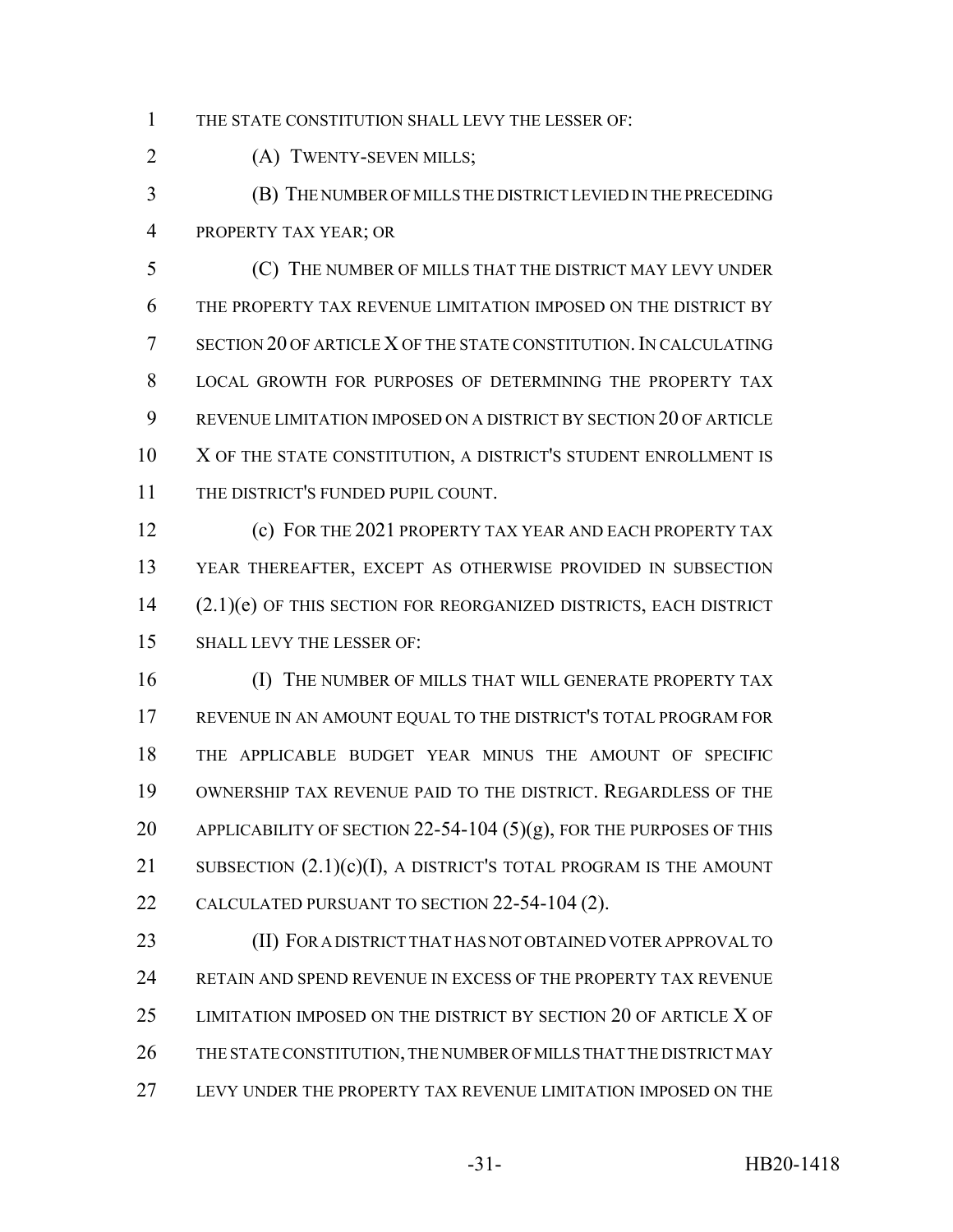THE STATE CONSTITUTION SHALL LEVY THE LESSER OF:

(A) TWENTY-SEVEN MILLS;

(B) THE NUMBER OF MILLS THE DISTRICT LEVIED IN THE PRECEDING PROPERTY TAX YEAR; OR

(C) THE NUMBER OF MILLS THAT THE DISTRICT MAY LEVY UNDER THE PROPERTY TAX REVENUE LIMITATION IMPOSED ON THE DISTRICT BY SECTION 20 OF ARTICLE X OF THE STATE CONSTITUTION. IN CALCULATING LOCAL GROWTH FOR PURPOSES OF DETERMINING THE PROPERTY TAX REVENUE LIMITATION IMPOSED ON A DISTRICT BY SECTION 20 OF ARTICLE X OF THE STATE CONSTITUTION, A DISTRICT'S STUDENT ENROLLMENT IS THE DISTRICT'S FUNDED PUPIL COUNT.

(c) FOR THE 2021 PROPERTY TAX YEAR AND EACH PROPERTY TAX YEAR THEREAFTER, EXCEPT AS OTHERWISE PROVIDED IN SUBSECTION (2.1)(e) OF THIS SECTION FOR REORGANIZED DISTRICTS, EACH DISTRICT SHALL LEVY THE LESSER OF:

(I) THE NUMBER OF MILLS THAT WILL GENERATE PROPERTY TAX REVENUE IN AN AMOUNT EQUAL TO THE DISTRICT'S TOTAL PROGRAM FOR THE APPLICABLE BUDGET YEAR MINUS THE AMOUNT OF SPECIFIC OWNERSHIP TAX REVENUE PAID TO THE DISTRICT. REGARDLESS OF THE APPLICABILITY OF SECTION 22-54-104 (5)(g), FOR THE PURPOSES OF THIS SUBSECTION (2.1)(c)(I), A DISTRICT'S TOTAL PROGRAM IS THE AMOUNT CALCULATED PURSUANT TO SECTION 22-54-104 (2).

(II) FOR A DISTRICT THAT HAS NOT OBTAINED VOTER APPROVAL TO RETAIN AND SPEND REVENUE IN EXCESS OF THE PROPERTY TAX REVENUE LIMITATION IMPOSED ON THE DISTRICT BY SECTION 20 OF ARTICLE X OF THE STATE CONSTITUTION, THE NUMBER OF MILLS THAT THE DISTRICT MAY LEVY UNDER THE PROPERTY TAX REVENUE LIMITATION IMPOSED ON THE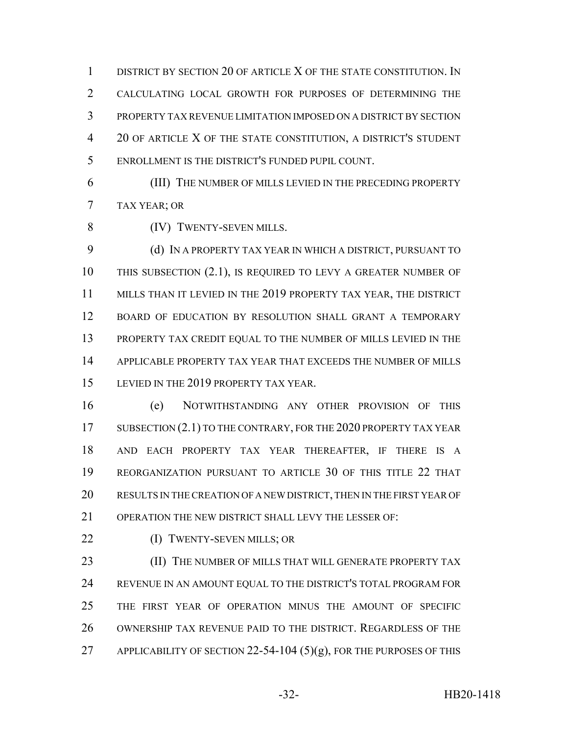DISTRICT BY SECTION 20 OF ARTICLE X OF THE STATE CONSTITUTION. IN CALCULATING LOCAL GROWTH FOR PURPOSES OF DETERMINING THE PROPERTY TAX REVENUE LIMITATION IMPOSED ON A DISTRICT BY SECTION 20 OF ARTICLE X OF THE STATE CONSTITUTION, A DISTRICT'S STUDENT ENROLLMENT IS THE DISTRICT'S FUNDED PUPIL COUNT.

(III) THE NUMBER OF MILLS LEVIED IN THE PRECEDING PROPERTY TAX YEAR; OR

(IV) TWENTY-SEVEN MILLS.

(d) IN A PROPERTY TAX YEAR IN WHICH A DISTRICT, PURSUANT TO THIS SUBSECTION (2.1), IS REQUIRED TO LEVY A GREATER NUMBER OF MILLS THAN IT LEVIED IN THE 2019 PROPERTY TAX YEAR, THE DISTRICT BOARD OF EDUCATION BY RESOLUTION SHALL GRANT A TEMPORARY PROPERTY TAX CREDIT EQUAL TO THE NUMBER OF MILLS LEVIED IN THE APPLICABLE PROPERTY TAX YEAR THAT EXCEEDS THE NUMBER OF MILLS LEVIED IN THE 2019 PROPERTY TAX YEAR.

(e) NOTWITHSTANDING ANY OTHER PROVISION OF THIS SUBSECTION (2.1) TO THE CONTRARY, FOR THE 2020 PROPERTY TAX YEAR AND EACH PROPERTY TAX YEAR THEREAFTER, IF THERE IS A REORGANIZATION PURSUANT TO ARTICLE 30 OF THIS TITLE 22 THAT RESULTS IN THE CREATION OF A NEW DISTRICT, THEN IN THE FIRST YEAR OF OPERATION THE NEW DISTRICT SHALL LEVY THE LESSER OF:

(I) TWENTY-SEVEN MILLS; OR

(II) THE NUMBER OF MILLS THAT WILL GENERATE PROPERTY TAX REVENUE IN AN AMOUNT EQUAL TO THE DISTRICT'S TOTAL PROGRAM FOR THE FIRST YEAR OF OPERATION MINUS THE AMOUNT OF SPECIFIC OWNERSHIP TAX REVENUE PAID TO THE DISTRICT. REGARDLESS OF THE APPLICABILITY OF SECTION 22-54-104 (5)(g), FOR THE PURPOSES OF THIS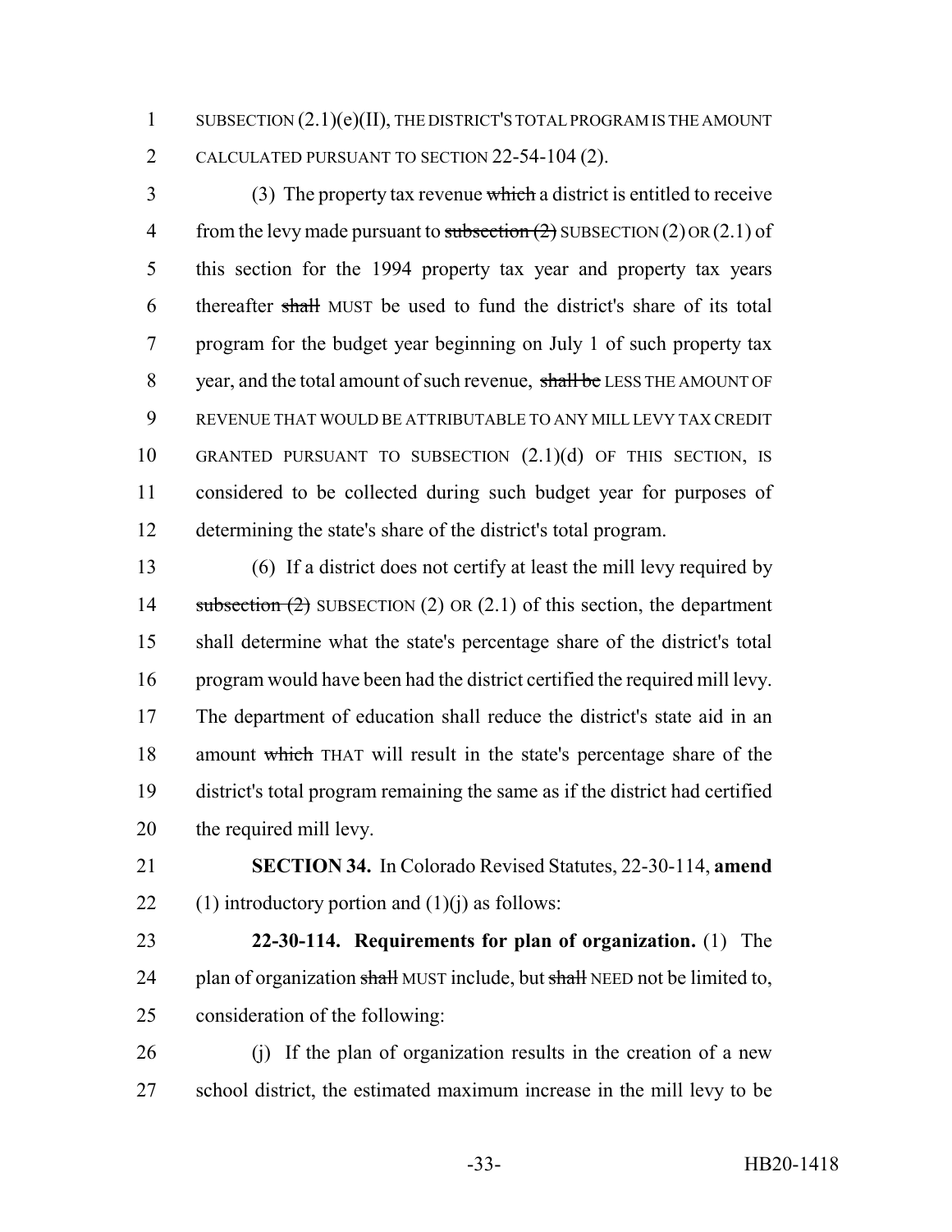SUBSECTION (2.1)(e)(II), THE DISTRICT'S TOTAL PROGRAM IS THE AMOUNT CALCULATED PURSUANT TO SECTION 22-54-104 (2).

(3) The property tax revenue ~~which~~ a district is entitled to receive from the levy made pursuant to ~~subsection (2)~~ SUBSECTION (2) OR (2.1) of this section for the 1994 property tax year and property tax years thereafter ~~shall~~ MUST be used to fund the district's share of its total program for the budget year beginning on July 1 of such property tax year, and the total amount of such revenue, ~~shall be~~ LESS THE AMOUNT OF REVENUE THAT WOULD BE ATTRIBUTABLE TO ANY MILL LEVY TAX CREDIT GRANTED PURSUANT TO SUBSECTION (2.1)(d) OF THIS SECTION, IS considered to be collected during such budget year for purposes of determining the state's share of the district's total program.

(6) If a district does not certify at least the mill levy required by ~~subsection (2)~~ SUBSECTION (2) OR (2.1) of this section, the department shall determine what the state's percentage share of the district's total program would have been had the district certified the required mill levy. The department of education shall reduce the district's state aid in an amount ~~which~~ THAT will result in the state's percentage share of the district's total program remaining the same as if the district had certified the required mill levy.

**SECTION 34.** In Colorado Revised Statutes, 22-30-114, **amend** (1) introductory portion and (1)(j) as follows:

**22-30-114. Requirements for plan of organization.** (1) The plan of organization ~~shall~~ MUST include, but ~~shall~~ NEED not be limited to, consideration of the following:

(j) If the plan of organization results in the creation of a new school district, the estimated maximum increase in the mill levy to be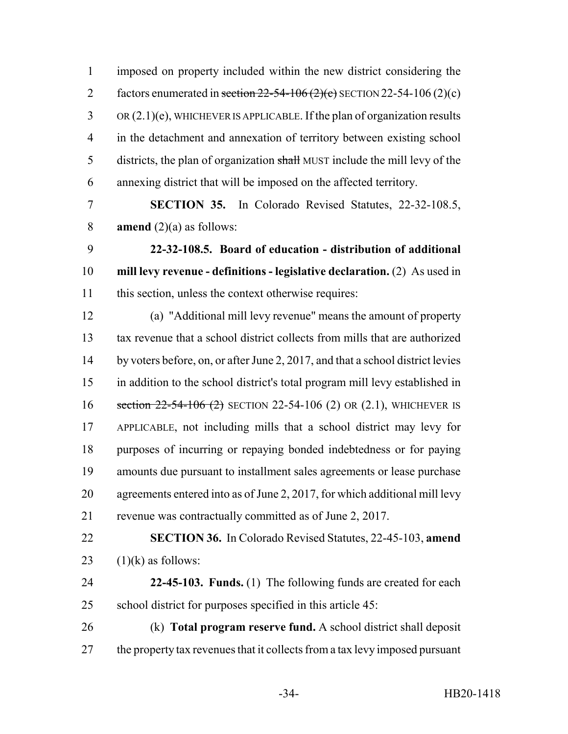imposed on property included within the new district considering the factors enumerated in ~~section 22-54-106 (2)(c)~~ SECTION 22-54-106 (2)(c) OR (2.1)(e), WHICHEVER IS APPLICABLE. If the plan of organization results in the detachment and annexation of territory between existing school districts, the plan of organization ~~shall~~ MUST include the mill levy of the annexing district that will be imposed on the affected territory.

**SECTION 35.** In Colorado Revised Statutes, 22-32-108.5, **amend** (2)(a) as follows:

**22-32-108.5. Board of education - distribution of additional mill levy revenue - definitions - legislative declaration.** (2) As used in this section, unless the context otherwise requires:

(a) "Additional mill levy revenue" means the amount of property tax revenue that a school district collects from mills that are authorized by voters before, on, or after June 2, 2017, and that a school district levies in addition to the school district's total program mill levy established in ~~section 22-54-106 (2)~~ SECTION 22-54-106 (2) OR (2.1), WHICHEVER IS APPLICABLE, not including mills that a school district may levy for purposes of incurring or repaying bonded indebtedness or for paying amounts due pursuant to installment sales agreements or lease purchase agreements entered into as of June 2, 2017, for which additional mill levy revenue was contractually committed as of June 2, 2017.

**SECTION 36.** In Colorado Revised Statutes, 22-45-103, **amend** (1)(k) as follows:

**22-45-103. Funds.** (1) The following funds are created for each school district for purposes specified in this article 45:

(k) **Total program reserve fund.** A school district shall deposit the property tax revenues that it collects from a tax levy imposed pursuant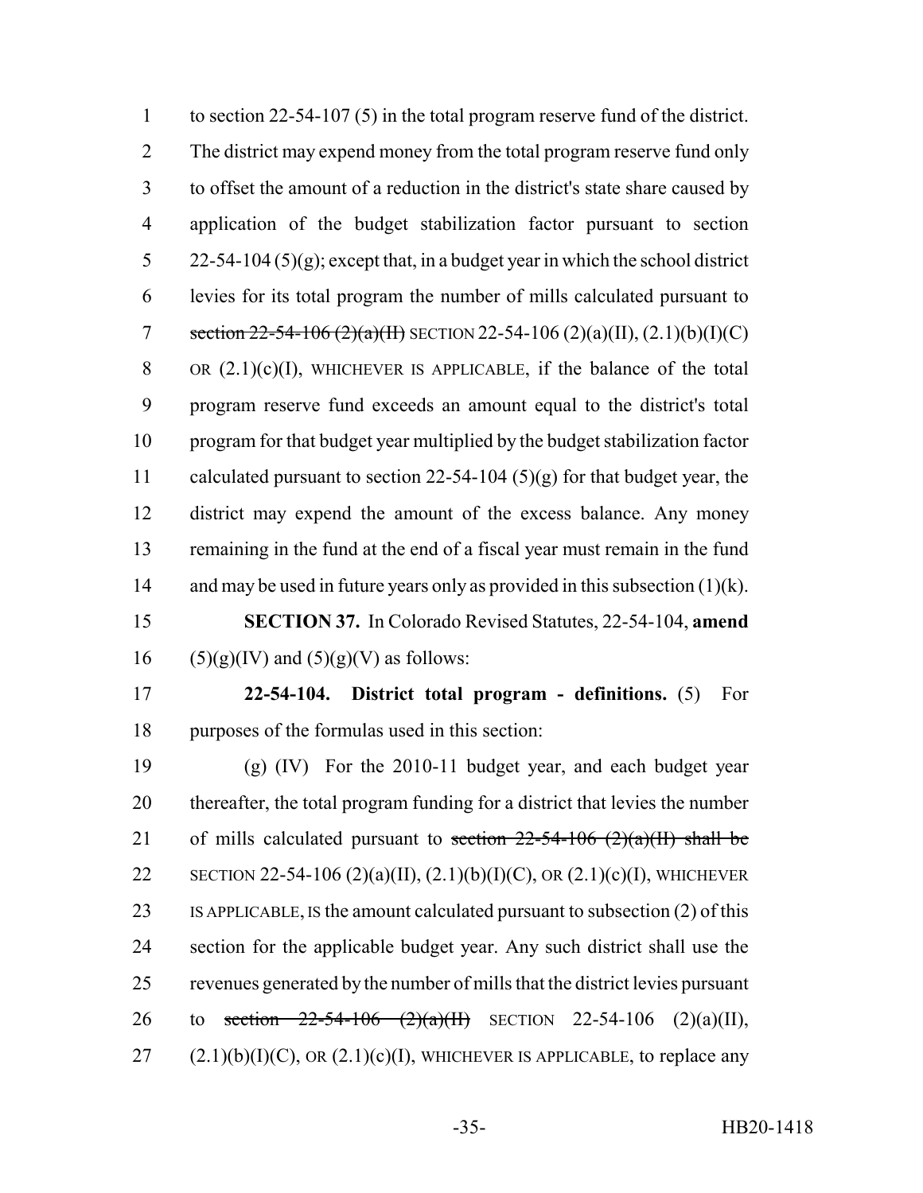to section 22-54-107 (5) in the total program reserve fund of the district. The district may expend money from the total program reserve fund only to offset the amount of a reduction in the district's state share caused by application of the budget stabilization factor pursuant to section 22-54-104 (5)(g); except that, in a budget year in which the school district levies for its total program the number of mills calculated pursuant to ~~section 22-54-106 (2)(a)(II)~~ SECTION 22-54-106 (2)(a)(II), (2.1)(b)(I)(C) OR (2.1)(c)(I), WHICHEVER IS APPLICABLE, if the balance of the total program reserve fund exceeds an amount equal to the district's total program for that budget year multiplied by the budget stabilization factor calculated pursuant to section 22-54-104 (5)(g) for that budget year, the district may expend the amount of the excess balance. Any money remaining in the fund at the end of a fiscal year must remain in the fund and may be used in future years only as provided in this subsection (1)(k).

**SECTION 37.** In Colorado Revised Statutes, 22-54-104, **amend** (5)(g)(IV) and (5)(g)(V) as follows:

**22-54-104. District total program - definitions.** (5) For purposes of the formulas used in this section:

(g) (IV) For the 2010-11 budget year, and each budget year thereafter, the total program funding for a district that levies the number of mills calculated pursuant to ~~section 22-54-106 (2)(a)(II) shall be~~ SECTION 22-54-106 (2)(a)(II), (2.1)(b)(I)(C), OR (2.1)(c)(I), WHICHEVER IS APPLICABLE, IS the amount calculated pursuant to subsection (2) of this section for the applicable budget year. Any such district shall use the revenues generated by the number of mills that the district levies pursuant to ~~section 22-54-106 (2)(a)(II)~~ SECTION 22-54-106 (2)(a)(II), (2.1)(b)(I)(C), OR (2.1)(c)(I), WHICHEVER IS APPLICABLE, to replace any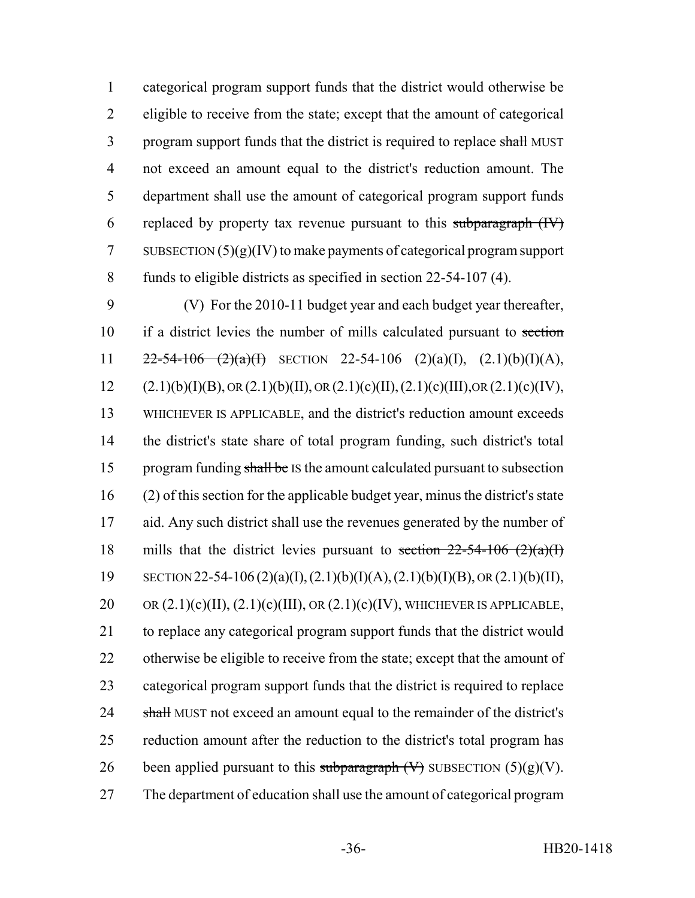categorical program support funds that the district would otherwise be eligible to receive from the state; except that the amount of categorical program support funds that the district is required to replace ~~shall~~ MUST not exceed an amount equal to the district's reduction amount. The department shall use the amount of categorical program support funds replaced by property tax revenue pursuant to this ~~subparagraph (IV)~~ SUBSECTION (5)(g)(IV) to make payments of categorical program support funds to eligible districts as specified in section 22-54-107 (4).

(V) For the 2010-11 budget year and each budget year thereafter, if a district levies the number of mills calculated pursuant to ~~section 22-54-106 (2)(a)(I)~~ SECTION 22-54-106 (2)(a)(I), (2.1)(b)(I)(A), (2.1)(b)(I)(B), OR (2.1)(b)(II), OR (2.1)(c)(II), (2.1)(c)(III), OR (2.1)(c)(IV), WHICHEVER IS APPLICABLE, and the district's reduction amount exceeds the district's state share of total program funding, such district's total program funding ~~shall be~~ IS the amount calculated pursuant to subsection (2) of this section for the applicable budget year, minus the district's state aid. Any such district shall use the revenues generated by the number of mills that the district levies pursuant to ~~section 22-54-106 (2)(a)(I)~~ SECTION 22-54-106 (2)(a)(I), (2.1)(b)(I)(A), (2.1)(b)(I)(B), OR (2.1)(b)(II), OR (2.1)(c)(II), (2.1)(c)(III), OR (2.1)(c)(IV), WHICHEVER IS APPLICABLE, to replace any categorical program support funds that the district would otherwise be eligible to receive from the state; except that the amount of categorical program support funds that the district is required to replace ~~shall~~ MUST not exceed an amount equal to the remainder of the district's reduction amount after the reduction to the district's total program has been applied pursuant to this ~~subparagraph (V)~~ SUBSECTION (5)(g)(V). The department of education shall use the amount of categorical program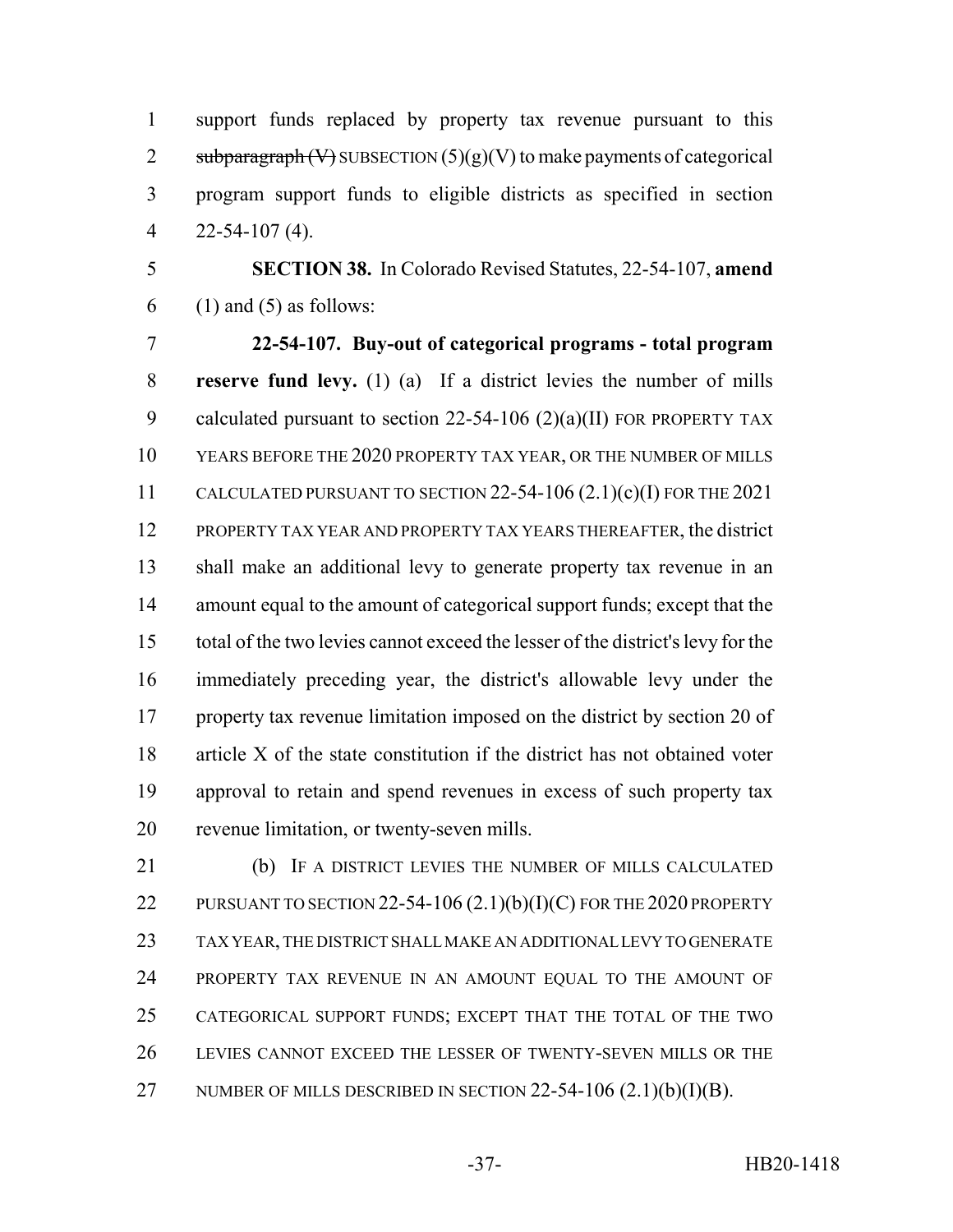support funds replaced by property tax revenue pursuant to this ~~subparagraph (V)~~ SUBSECTION (5)(g)(V) to make payments of categorical program support funds to eligible districts as specified in section 22-54-107 (4).

**SECTION 38.** In Colorado Revised Statutes, 22-54-107, **amend** (1) and (5) as follows:

**22-54-107. Buy-out of categorical programs - total program reserve fund levy.** (1) (a) If a district levies the number of mills calculated pursuant to section 22-54-106 (2)(a)(II) FOR PROPERTY TAX YEARS BEFORE THE 2020 PROPERTY TAX YEAR, OR THE NUMBER OF MILLS CALCULATED PURSUANT TO SECTION 22-54-106 (2.1)(c)(I) FOR THE 2021 PROPERTY TAX YEAR AND PROPERTY TAX YEARS THEREAFTER, the district shall make an additional levy to generate property tax revenue in an amount equal to the amount of categorical support funds; except that the total of the two levies cannot exceed the lesser of the district's levy for the immediately preceding year, the district's allowable levy under the property tax revenue limitation imposed on the district by section 20 of article X of the state constitution if the district has not obtained voter approval to retain and spend revenues in excess of such property tax revenue limitation, or twenty-seven mills.

(b) IF A DISTRICT LEVIES THE NUMBER OF MILLS CALCULATED PURSUANT TO SECTION 22-54-106 (2.1)(b)(I)(C) FOR THE 2020 PROPERTY TAX YEAR, THE DISTRICT SHALL MAKE AN ADDITIONAL LEVY TO GENERATE PROPERTY TAX REVENUE IN AN AMOUNT EQUAL TO THE AMOUNT OF CATEGORICAL SUPPORT FUNDS; EXCEPT THAT THE TOTAL OF THE TWO LEVIES CANNOT EXCEED THE LESSER OF TWENTY-SEVEN MILLS OR THE NUMBER OF MILLS DESCRIBED IN SECTION 22-54-106 (2.1)(b)(I)(B).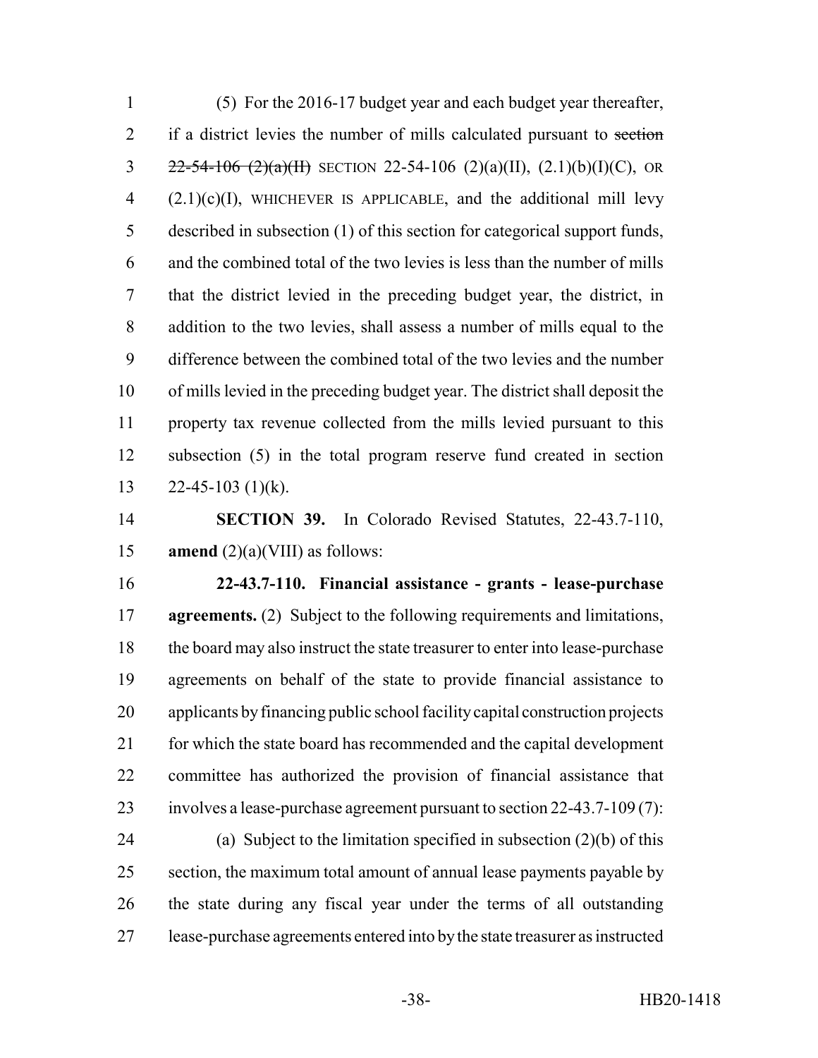(5) For the 2016-17 budget year and each budget year thereafter, if a district levies the number of mills calculated pursuant to ~~section 22-54-106 (2)(a)(II)~~ SECTION 22-54-106 (2)(a)(II), (2.1)(b)(I)(C), OR (2.1)(c)(I), WHICHEVER IS APPLICABLE, and the additional mill levy described in subsection (1) of this section for categorical support funds, and the combined total of the two levies is less than the number of mills that the district levied in the preceding budget year, the district, in addition to the two levies, shall assess a number of mills equal to the difference between the combined total of the two levies and the number of mills levied in the preceding budget year. The district shall deposit the property tax revenue collected from the mills levied pursuant to this subsection (5) in the total program reserve fund created in section 22-45-103 (1)(k).

**SECTION 39.** In Colorado Revised Statutes, 22-43.7-110, **amend** (2)(a)(VIII) as follows:

**22-43.7-110. Financial assistance - grants - lease-purchase agreements.** (2) Subject to the following requirements and limitations, the board may also instruct the state treasurer to enter into lease-purchase agreements on behalf of the state to provide financial assistance to applicants by financing public school facility capital construction projects for which the state board has recommended and the capital development committee has authorized the provision of financial assistance that involves a lease-purchase agreement pursuant to section 22-43.7-109 (7):

(a) Subject to the limitation specified in subsection (2)(b) of this section, the maximum total amount of annual lease payments payable by the state during any fiscal year under the terms of all outstanding lease-purchase agreements entered into by the state treasurer as instructed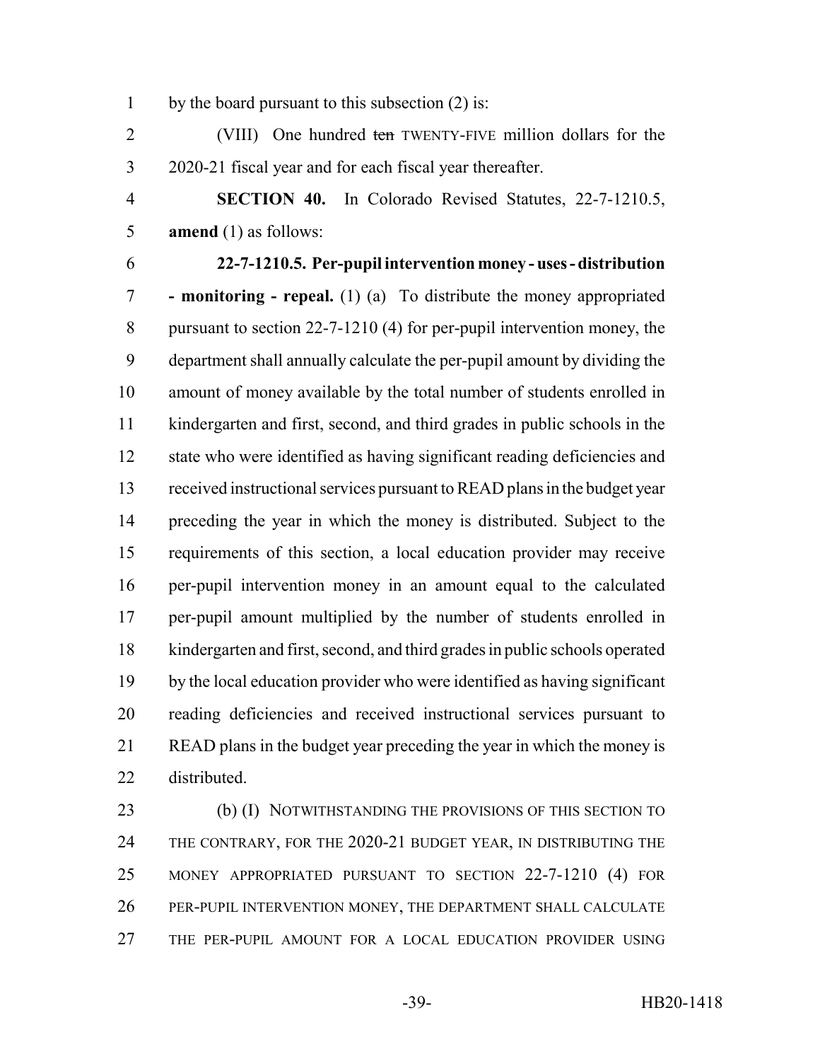by the board pursuant to this subsection (2) is:

(VIII) One hundred ~~ten~~ TWENTY-FIVE million dollars for the 2020-21 fiscal year and for each fiscal year thereafter.

**SECTION 40.** In Colorado Revised Statutes, 22-7-1210.5, **amend** (1) as follows:

**22-7-1210.5. Per-pupil intervention money - uses - distribution - monitoring - repeal.** (1) (a) To distribute the money appropriated pursuant to section 22-7-1210 (4) for per-pupil intervention money, the department shall annually calculate the per-pupil amount by dividing the amount of money available by the total number of students enrolled in kindergarten and first, second, and third grades in public schools in the state who were identified as having significant reading deficiencies and received instructional services pursuant to READ plans in the budget year preceding the year in which the money is distributed. Subject to the requirements of this section, a local education provider may receive per-pupil intervention money in an amount equal to the calculated per-pupil amount multiplied by the number of students enrolled in kindergarten and first, second, and third grades in public schools operated by the local education provider who were identified as having significant reading deficiencies and received instructional services pursuant to READ plans in the budget year preceding the year in which the money is distributed.

(b) (I) NOTWITHSTANDING THE PROVISIONS OF THIS SECTION TO THE CONTRARY, FOR THE 2020-21 BUDGET YEAR, IN DISTRIBUTING THE MONEY APPROPRIATED PURSUANT TO SECTION 22-7-1210 (4) FOR PER-PUPIL INTERVENTION MONEY, THE DEPARTMENT SHALL CALCULATE THE PER-PUPIL AMOUNT FOR A LOCAL EDUCATION PROVIDER USING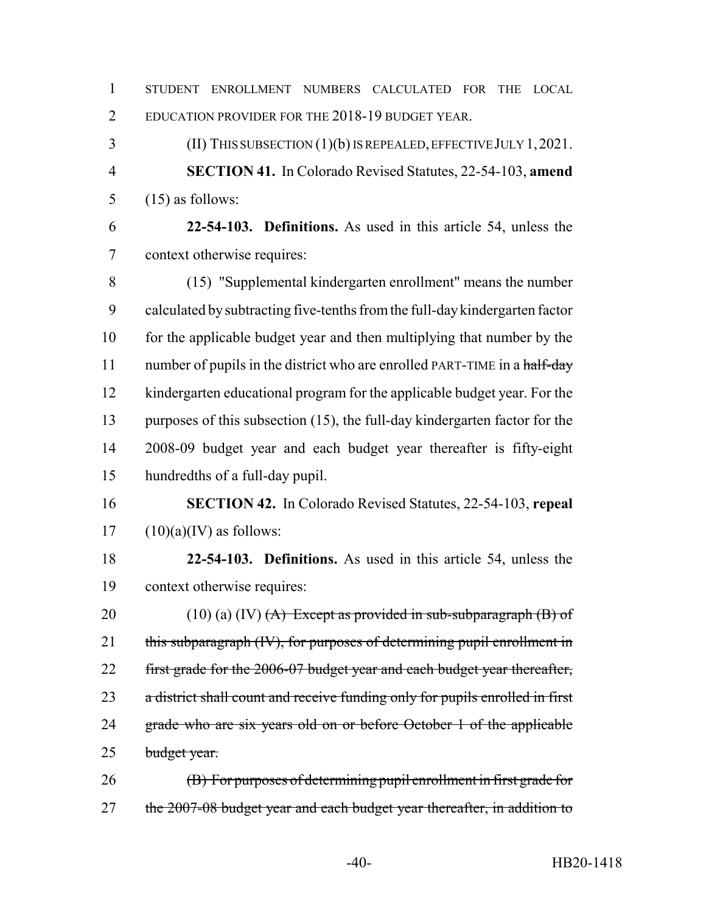STUDENT ENROLLMENT NUMBERS CALCULATED FOR THE LOCAL EDUCATION PROVIDER FOR THE 2018-19 BUDGET YEAR.

(II) THIS SUBSECTION (1)(b) IS REPEALED, EFFECTIVE JULY 1, 2021.

**SECTION 41.** In Colorado Revised Statutes, 22-54-103, **amend** (15) as follows:

**22-54-103. Definitions.** As used in this article 54, unless the context otherwise requires:

(15) "Supplemental kindergarten enrollment" means the number calculated by subtracting five-tenths from the full-day kindergarten factor for the applicable budget year and then multiplying that number by the number of pupils in the district who are enrolled PART-TIME in a ~~half-day~~ kindergarten educational program for the applicable budget year. For the purposes of this subsection (15), the full-day kindergarten factor for the 2008-09 budget year and each budget year thereafter is fifty-eight hundredths of a full-day pupil.

**SECTION 42.** In Colorado Revised Statutes, 22-54-103, **repeal** (10)(a)(IV) as follows:

**22-54-103. Definitions.** As used in this article 54, unless the context otherwise requires:

(10) (a) (IV) ~~(A) Except as provided in sub-subparagraph (B) of this subparagraph (IV), for purposes of determining pupil enrollment in first grade for the 2006-07 budget year and each budget year thereafter, a district shall count and receive funding only for pupils enrolled in first grade who are six years old on or before October 1 of the applicable budget year.~~

~~(B) For purposes of determining pupil enrollment in first grade for the 2007-08 budget year and each budget year thereafter, in addition to~~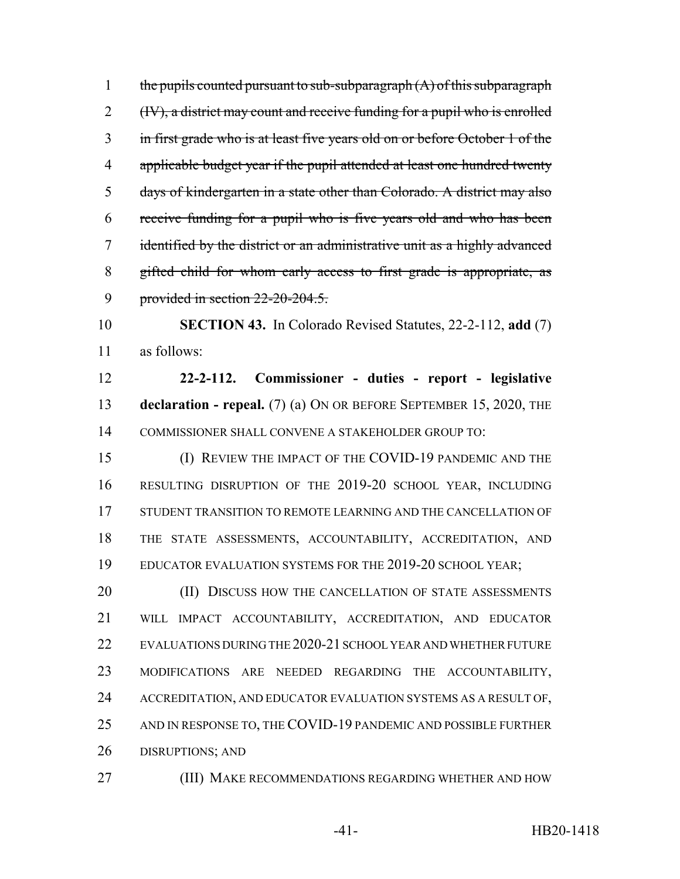~~the pupils counted pursuant to sub-subparagraph (A) of this subparagraph (IV), a district may count and receive funding for a pupil who is enrolled in first grade who is at least five years old on or before October 1 of the applicable budget year if the pupil attended at least one hundred twenty days of kindergarten in a state other than Colorado. A district may also receive funding for a pupil who is five years old and who has been identified by the district or an administrative unit as a highly advanced gifted child for whom early access to first grade is appropriate, as provided in section 22-20-204.5.~~

**SECTION 43.** In Colorado Revised Statutes, 22-2-112, **add** (7) as follows:

**22-2-112. Commissioner - duties - report - legislative declaration - repeal.** (7) (a) ON OR BEFORE SEPTEMBER 15, 2020, THE COMMISSIONER SHALL CONVENE A STAKEHOLDER GROUP TO:

(I) REVIEW THE IMPACT OF THE COVID-19 PANDEMIC AND THE RESULTING DISRUPTION OF THE 2019-20 SCHOOL YEAR, INCLUDING STUDENT TRANSITION TO REMOTE LEARNING AND THE CANCELLATION OF THE STATE ASSESSMENTS, ACCOUNTABILITY, ACCREDITATION, AND EDUCATOR EVALUATION SYSTEMS FOR THE 2019-20 SCHOOL YEAR;

(II) DISCUSS HOW THE CANCELLATION OF STATE ASSESSMENTS WILL IMPACT ACCOUNTABILITY, ACCREDITATION, AND EDUCATOR EVALUATIONS DURING THE 2020-21 SCHOOL YEAR AND WHETHER FUTURE MODIFICATIONS ARE NEEDED REGARDING THE ACCOUNTABILITY, ACCREDITATION, AND EDUCATOR EVALUATION SYSTEMS AS A RESULT OF, AND IN RESPONSE TO, THE COVID-19 PANDEMIC AND POSSIBLE FURTHER DISRUPTIONS; AND

(III) MAKE RECOMMENDATIONS REGARDING WHETHER AND HOW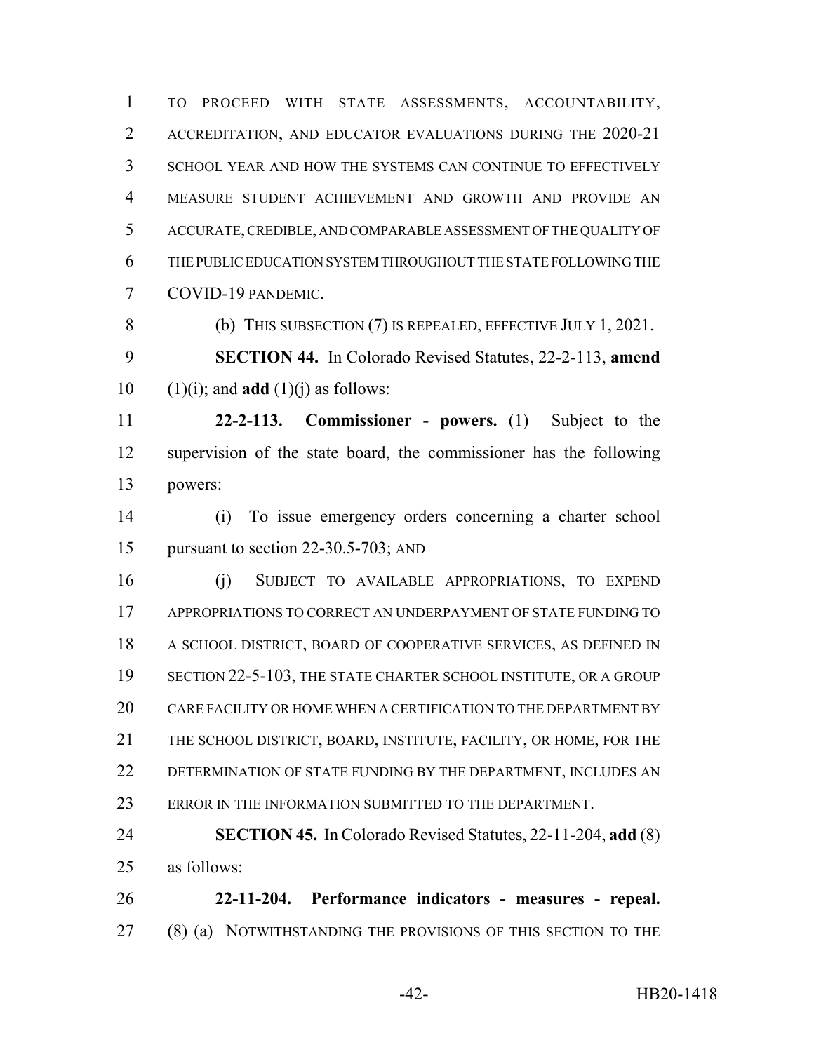TO PROCEED WITH STATE ASSESSMENTS, ACCOUNTABILITY, ACCREDITATION, AND EDUCATOR EVALUATIONS DURING THE 2020-21 SCHOOL YEAR AND HOW THE SYSTEMS CAN CONTINUE TO EFFECTIVELY MEASURE STUDENT ACHIEVEMENT AND GROWTH AND PROVIDE AN ACCURATE, CREDIBLE, AND COMPARABLE ASSESSMENT OF THE QUALITY OF THE PUBLIC EDUCATION SYSTEM THROUGHOUT THE STATE FOLLOWING THE COVID-19 PANDEMIC.

(b) THIS SUBSECTION (7) IS REPEALED, EFFECTIVE JULY 1, 2021.

**SECTION 44.** In Colorado Revised Statutes, 22-2-113, **amend** (1)(i); and **add** (1)(j) as follows:

**22-2-113. Commissioner - powers.** (1) Subject to the supervision of the state board, the commissioner has the following powers:

(i) To issue emergency orders concerning a charter school pursuant to section 22-30.5-703; AND

(j) SUBJECT TO AVAILABLE APPROPRIATIONS, TO EXPEND APPROPRIATIONS TO CORRECT AN UNDERPAYMENT OF STATE FUNDING TO A SCHOOL DISTRICT, BOARD OF COOPERATIVE SERVICES, AS DEFINED IN SECTION 22-5-103, THE STATE CHARTER SCHOOL INSTITUTE, OR A GROUP CARE FACILITY OR HOME WHEN A CERTIFICATION TO THE DEPARTMENT BY THE SCHOOL DISTRICT, BOARD, INSTITUTE, FACILITY, OR HOME, FOR THE DETERMINATION OF STATE FUNDING BY THE DEPARTMENT, INCLUDES AN ERROR IN THE INFORMATION SUBMITTED TO THE DEPARTMENT.

**SECTION 45.** In Colorado Revised Statutes, 22-11-204, **add** (8) as follows:

**22-11-204. Performance indicators - measures - repeal.** (8) (a) NOTWITHSTANDING THE PROVISIONS OF THIS SECTION TO THE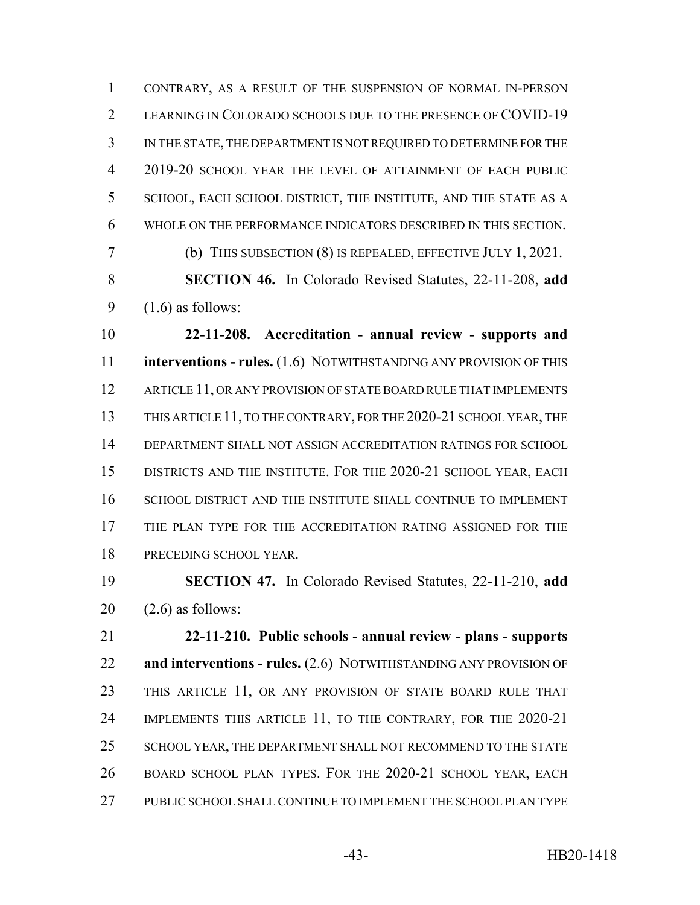CONTRARY, AS A RESULT OF THE SUSPENSION OF NORMAL IN-PERSON LEARNING IN COLORADO SCHOOLS DUE TO THE PRESENCE OF COVID-19 IN THE STATE, THE DEPARTMENT IS NOT REQUIRED TO DETERMINE FOR THE 2019-20 SCHOOL YEAR THE LEVEL OF ATTAINMENT OF EACH PUBLIC SCHOOL, EACH SCHOOL DISTRICT, THE INSTITUTE, AND THE STATE AS A WHOLE ON THE PERFORMANCE INDICATORS DESCRIBED IN THIS SECTION.

(b) THIS SUBSECTION (8) IS REPEALED, EFFECTIVE JULY 1, 2021.

**SECTION 46.** In Colorado Revised Statutes, 22-11-208, **add** (1.6) as follows:

**22-11-208. Accreditation - annual review - supports and interventions - rules.** (1.6) NOTWITHSTANDING ANY PROVISION OF THIS ARTICLE 11, OR ANY PROVISION OF STATE BOARD RULE THAT IMPLEMENTS THIS ARTICLE 11, TO THE CONTRARY, FOR THE 2020-21 SCHOOL YEAR, THE DEPARTMENT SHALL NOT ASSIGN ACCREDITATION RATINGS FOR SCHOOL DISTRICTS AND THE INSTITUTE. FOR THE 2020-21 SCHOOL YEAR, EACH SCHOOL DISTRICT AND THE INSTITUTE SHALL CONTINUE TO IMPLEMENT THE PLAN TYPE FOR THE ACCREDITATION RATING ASSIGNED FOR THE PRECEDING SCHOOL YEAR.

**SECTION 47.** In Colorado Revised Statutes, 22-11-210, **add** (2.6) as follows:

**22-11-210. Public schools - annual review - plans - supports and interventions - rules.** (2.6) NOTWITHSTANDING ANY PROVISION OF THIS ARTICLE 11, OR ANY PROVISION OF STATE BOARD RULE THAT IMPLEMENTS THIS ARTICLE 11, TO THE CONTRARY, FOR THE 2020-21 SCHOOL YEAR, THE DEPARTMENT SHALL NOT RECOMMEND TO THE STATE BOARD SCHOOL PLAN TYPES. FOR THE 2020-21 SCHOOL YEAR, EACH PUBLIC SCHOOL SHALL CONTINUE TO IMPLEMENT THE SCHOOL PLAN TYPE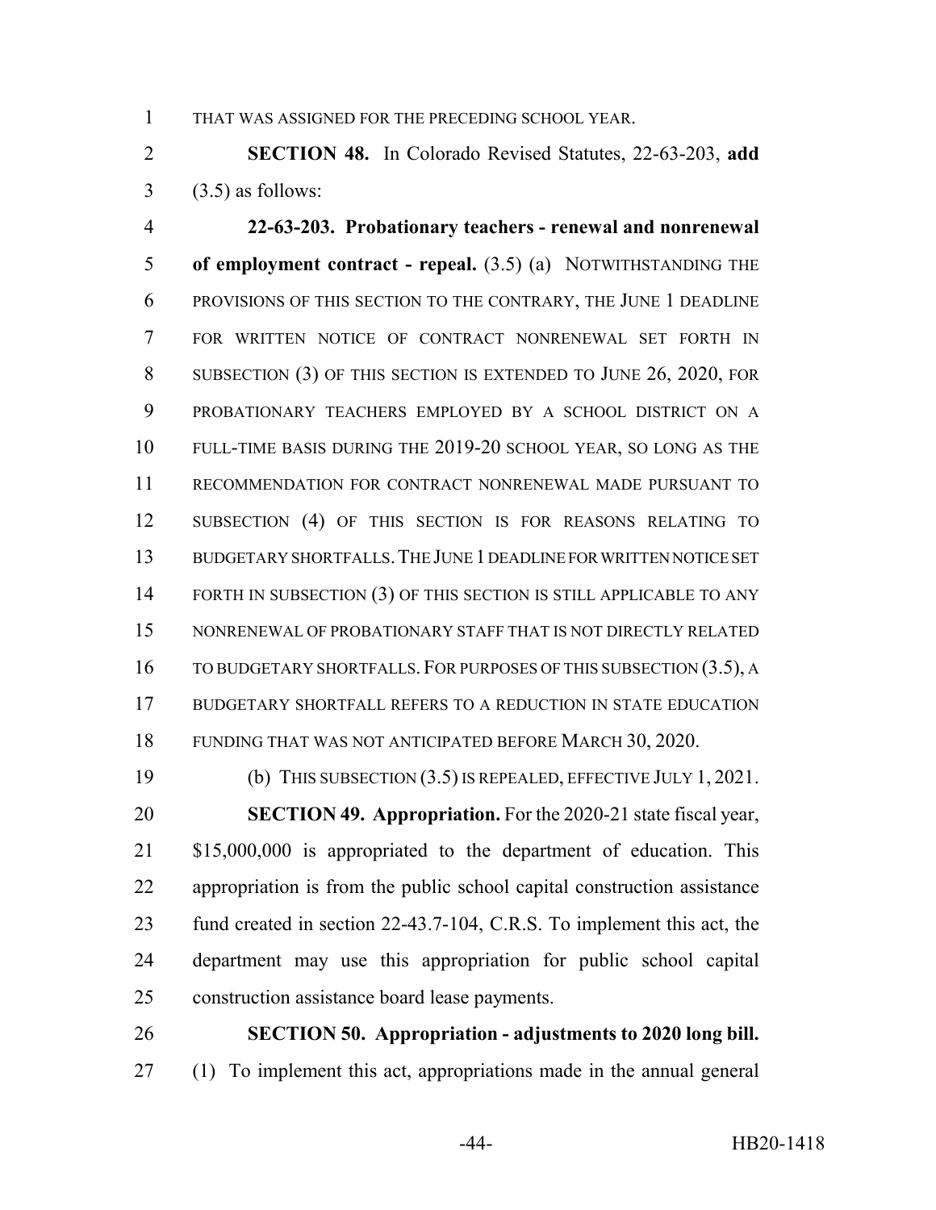THAT WAS ASSIGNED FOR THE PRECEDING SCHOOL YEAR.

**SECTION 48.** In Colorado Revised Statutes, 22-63-203, **add** (3.5) as follows:

**22-63-203. Probationary teachers - renewal and nonrenewal of employment contract - repeal.** (3.5) (a) NOTWITHSTANDING THE PROVISIONS OF THIS SECTION TO THE CONTRARY, THE JUNE 1 DEADLINE FOR WRITTEN NOTICE OF CONTRACT NONRENEWAL SET FORTH IN SUBSECTION (3) OF THIS SECTION IS EXTENDED TO JUNE 26, 2020, FOR PROBATIONARY TEACHERS EMPLOYED BY A SCHOOL DISTRICT ON A FULL-TIME BASIS DURING THE 2019-20 SCHOOL YEAR, SO LONG AS THE RECOMMENDATION FOR CONTRACT NONRENEWAL MADE PURSUANT TO SUBSECTION (4) OF THIS SECTION IS FOR REASONS RELATING TO BUDGETARY SHORTFALLS. THE JUNE 1 DEADLINE FOR WRITTEN NOTICE SET FORTH IN SUBSECTION (3) OF THIS SECTION IS STILL APPLICABLE TO ANY NONRENEWAL OF PROBATIONARY STAFF THAT IS NOT DIRECTLY RELATED TO BUDGETARY SHORTFALLS. FOR PURPOSES OF THIS SUBSECTION (3.5), A BUDGETARY SHORTFALL REFERS TO A REDUCTION IN STATE EDUCATION FUNDING THAT WAS NOT ANTICIPATED BEFORE MARCH 30, 2020.

(b) THIS SUBSECTION (3.5) IS REPEALED, EFFECTIVE JULY 1, 2021.

**SECTION 49. Appropriation.** For the 2020-21 state fiscal year, $15,000,000 is appropriated to the department of education. This appropriation is from the public school capital construction assistance fund created in section 22-43.7-104, C.R.S. To implement this act, the department may use this appropriation for public school capital construction assistance board lease payments.

**SECTION 50. Appropriation - adjustments to 2020 long bill.** (1) To implement this act, appropriations made in the annual general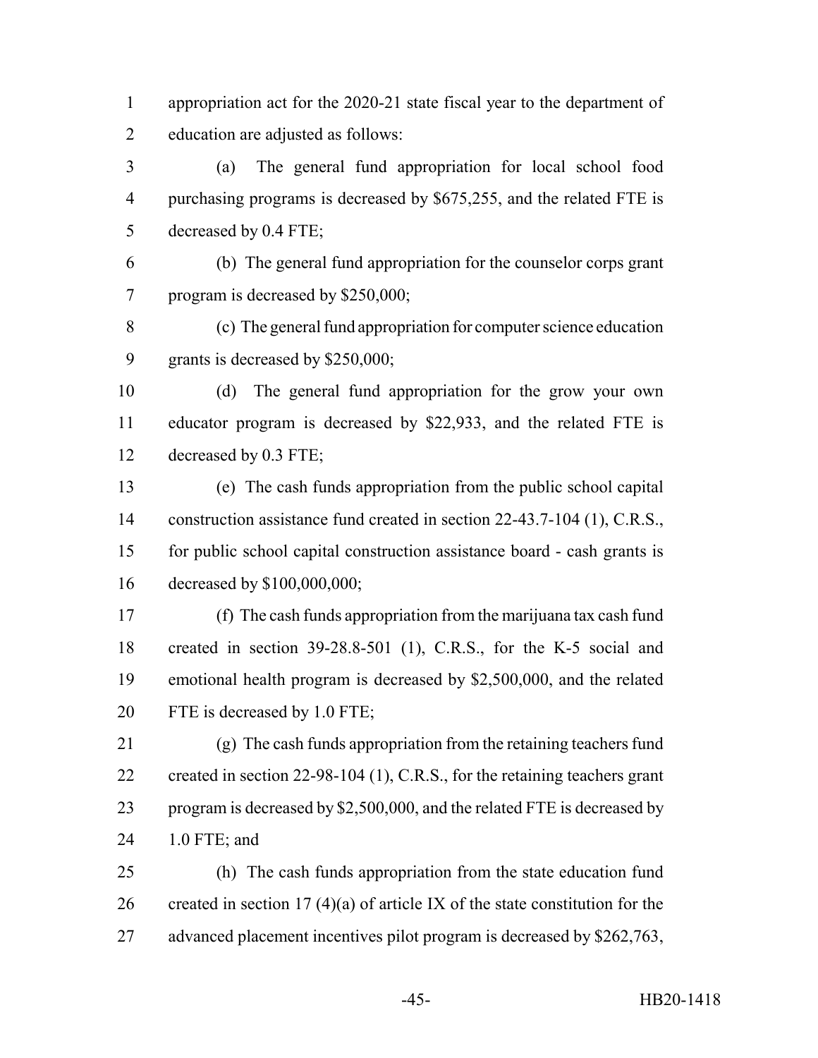appropriation act for the 2020-21 state fiscal year to the department of education are adjusted as follows:

(a) The general fund appropriation for local school food purchasing programs is decreased by $675,255, and the related FTE is decreased by 0.4 FTE;

(b) The general fund appropriation for the counselor corps grant program is decreased by $250,000;

(c) The general fund appropriation for computer science education grants is decreased by $250,000;

(d) The general fund appropriation for the grow your own educator program is decreased by $22,933, and the related FTE is decreased by 0.3 FTE;

(e) The cash funds appropriation from the public school capital construction assistance fund created in section 22-43.7-104 (1), C.R.S., for public school capital construction assistance board - cash grants is decreased by $100,000,000;

(f) The cash funds appropriation from the marijuana tax cash fund created in section 39-28.8-501 (1), C.R.S., for the K-5 social and emotional health program is decreased by $2,500,000, and the related FTE is decreased by 1.0 FTE;

(g) The cash funds appropriation from the retaining teachers fund created in section 22-98-104 (1), C.R.S., for the retaining teachers grant program is decreased by $2,500,000, and the related FTE is decreased by 1.0 FTE; and

(h) The cash funds appropriation from the state education fund created in section 17 (4)(a) of article IX of the state constitution for the advanced placement incentives pilot program is decreased by $262,763,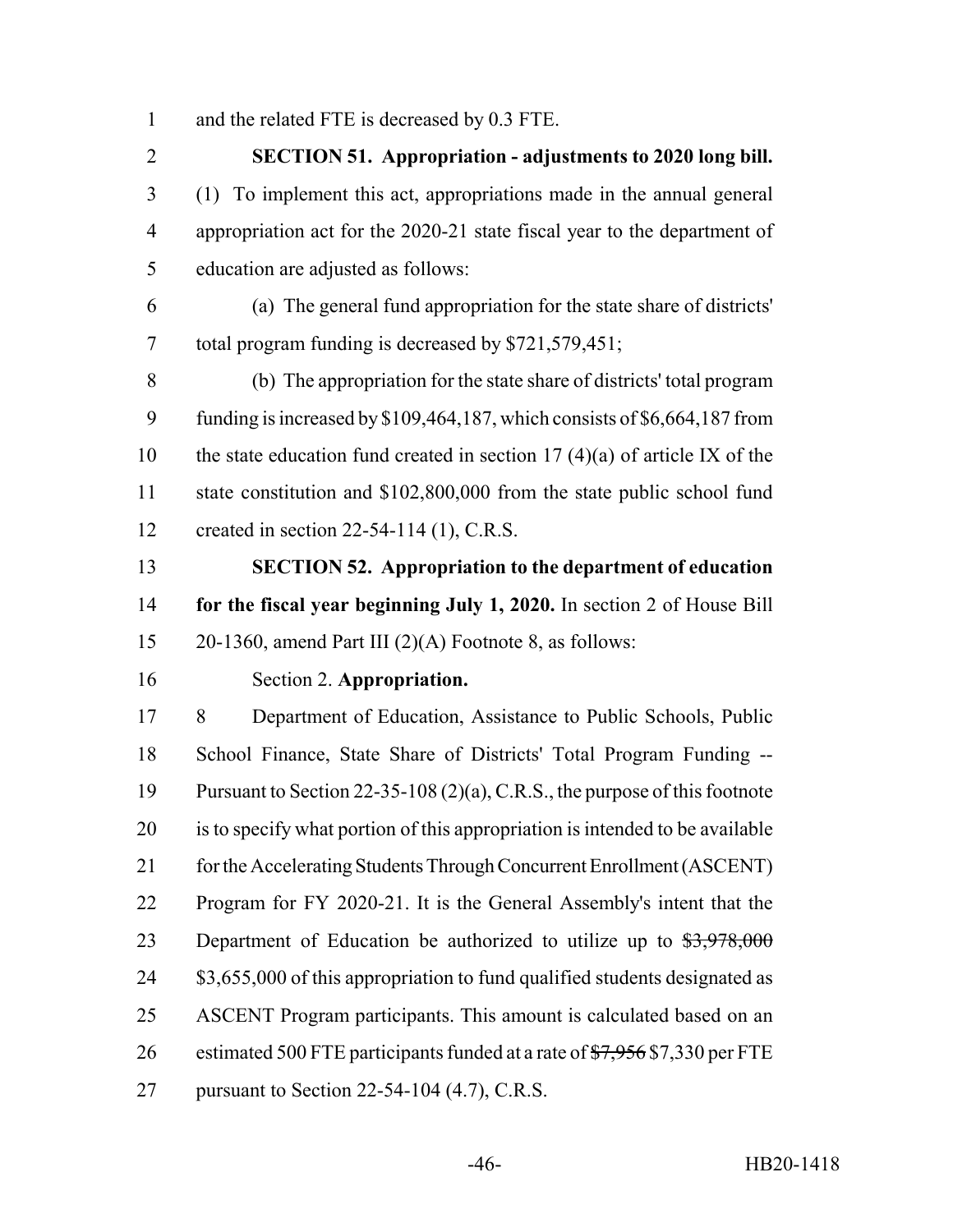and the related FTE is decreased by 0.3 FTE.

**SECTION 51. Appropriation - adjustments to 2020 long bill.** (1) To implement this act, appropriations made in the annual general appropriation act for the 2020-21 state fiscal year to the department of education are adjusted as follows:

(a) The general fund appropriation for the state share of districts' total program funding is decreased by $721,579,451;

(b) The appropriation for the state share of districts' total program funding is increased by $109,464,187, which consists of $6,664,187 from the state education fund created in section 17 (4)(a) of article IX of the state constitution and $102,800,000 from the state public school fund created in section 22-54-114 (1), C.R.S.

**SECTION 52. Appropriation to the department of education for the fiscal year beginning July 1, 2020.** In section 2 of House Bill 20-1360, amend Part III (2)(A) Footnote 8, as follows:

Section 2. **Appropriation.**

8 Department of Education, Assistance to Public Schools, Public School Finance, State Share of Districts' Total Program Funding -- Pursuant to Section 22-35-108 (2)(a), C.R.S., the purpose of this footnote is to specify what portion of this appropriation is intended to be available for the Accelerating Students Through Concurrent Enrollment (ASCENT) Program for FY 2020-21. It is the General Assembly's intent that the Department of Education be authorized to utilize up to ~~$3,978,000~~ $3,655,000 of this appropriation to fund qualified students designated as ASCENT Program participants. This amount is calculated based on an estimated 500 FTE participants funded at a rate of ~~$7,956~~ $7,330 per FTE pursuant to Section 22-54-104 (4.7), C.R.S.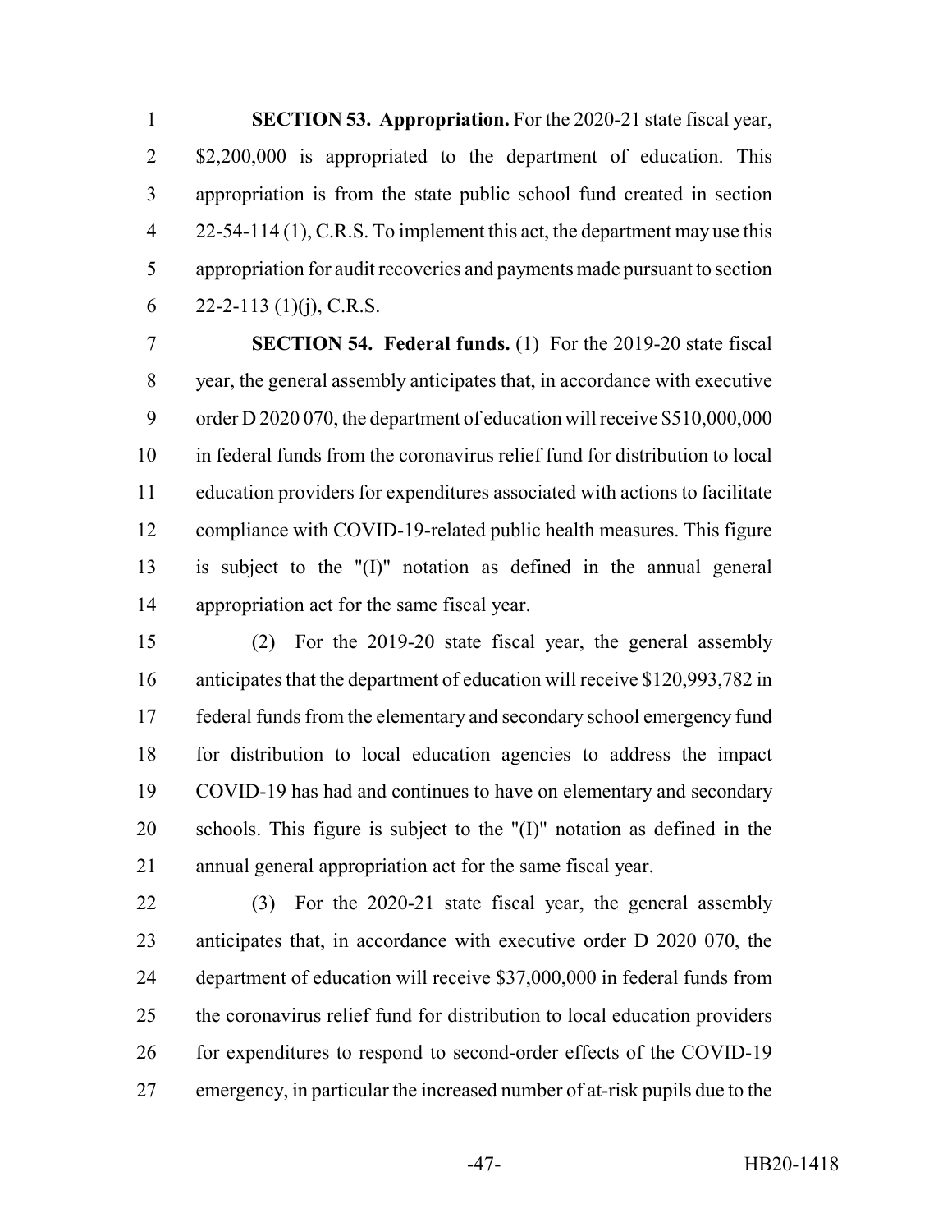**SECTION 53. Appropriation.** For the 2020-21 state fiscal year, $2,200,000 is appropriated to the department of education. This appropriation is from the state public school fund created in section 22-54-114 (1), C.R.S. To implement this act, the department may use this appropriation for audit recoveries and payments made pursuant to section 22-2-113 (1)(j), C.R.S.

**SECTION 54. Federal funds.** (1) For the 2019-20 state fiscal year, the general assembly anticipates that, in accordance with executive order D 2020 070, the department of education will receive $510,000,000 in federal funds from the coronavirus relief fund for distribution to local education providers for expenditures associated with actions to facilitate compliance with COVID-19-related public health measures. This figure is subject to the "(I)" notation as defined in the annual general appropriation act for the same fiscal year.

(2) For the 2019-20 state fiscal year, the general assembly anticipates that the department of education will receive $120,993,782 in federal funds from the elementary and secondary school emergency fund for distribution to local education agencies to address the impact COVID-19 has had and continues to have on elementary and secondary schools. This figure is subject to the "(I)" notation as defined in the annual general appropriation act for the same fiscal year.

(3) For the 2020-21 state fiscal year, the general assembly anticipates that, in accordance with executive order D 2020 070, the department of education will receive $37,000,000 in federal funds from the coronavirus relief fund for distribution to local education providers for expenditures to respond to second-order effects of the COVID-19 emergency, in particular the increased number of at-risk pupils due to the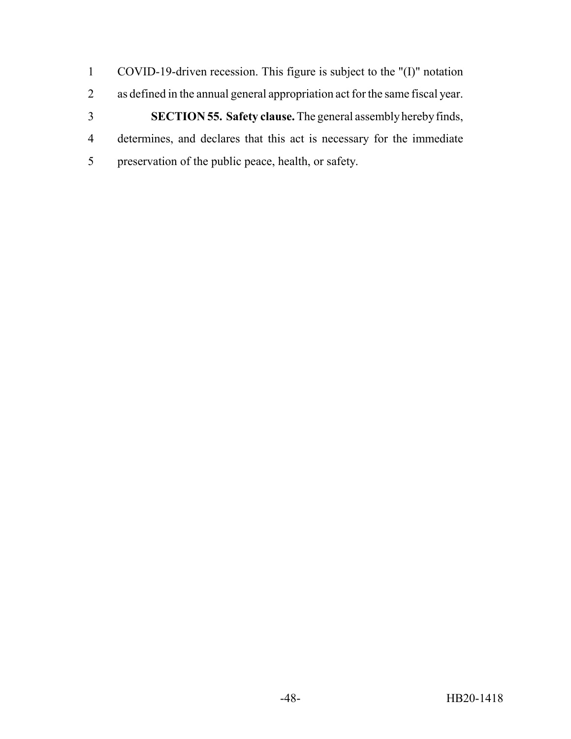COVID-19-driven recession. This figure is subject to the "(I)" notation as defined in the annual general appropriation act for the same fiscal year.

**SECTION 55. Safety clause.** The general assembly hereby finds, determines, and declares that this act is necessary for the immediate preservation of the public peace, health, or safety.